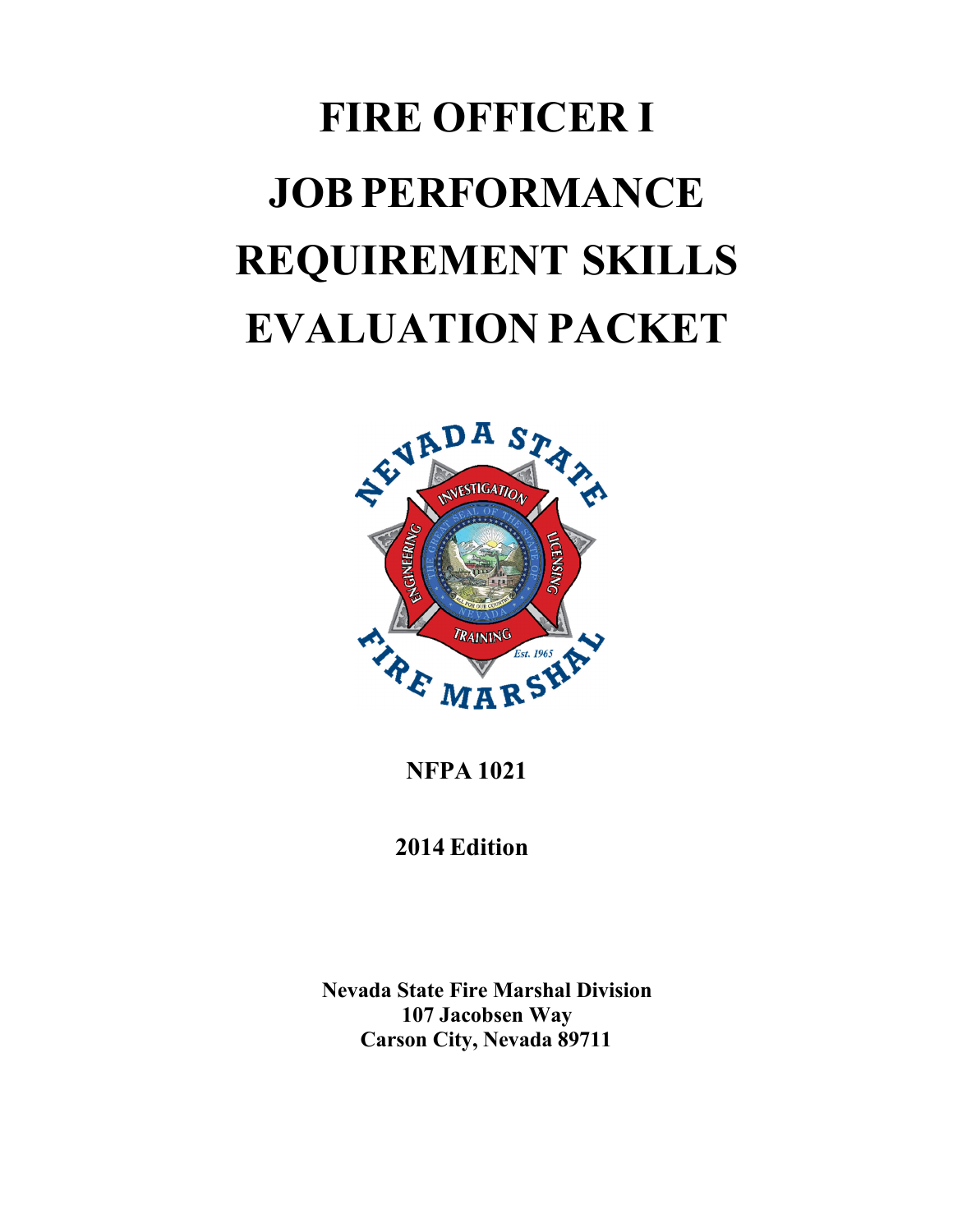# FIRE OFFICER I

# JOB PERFORMANCE REQUIREMENT SKILLS EVALUATION PACKET

**NFPA 1021**

**2014 Edition**

**Nevada State Fire Marshal Division**
**107 Jacobsen Way**
**Carson City, Nevada 89711**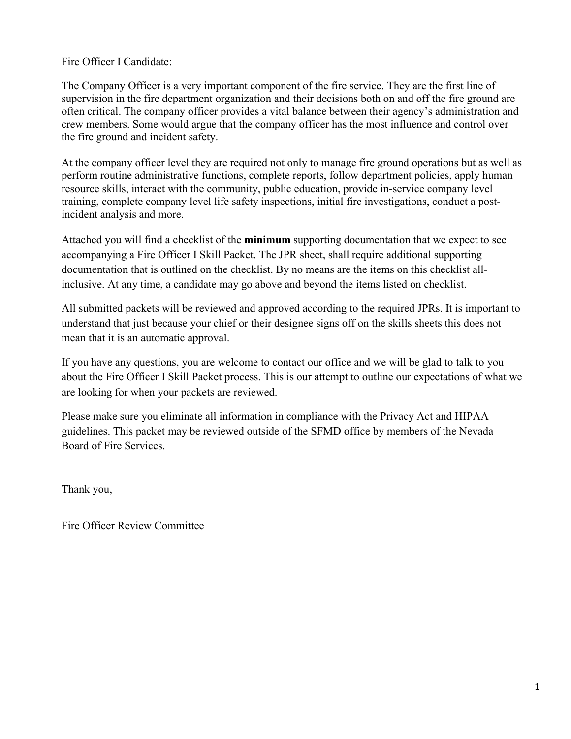Fire Officer I Candidate:

The Company Officer is a very important component of the fire service. They are the first line of supervision in the fire department organization and their decisions both on and off the fire ground are often critical. The company officer provides a vital balance between their agency's administration and crew members. Some would argue that the company officer has the most influence and control over the fire ground and incident safety.

At the company officer level they are required not only to manage fire ground operations but as well as perform routine administrative functions, complete reports, follow department policies, apply human resource skills, interact with the community, public education, provide in-service company level training, complete company level life safety inspections, initial fire investigations, conduct a post-incident analysis and more.

Attached you will find a checklist of the **minimum** supporting documentation that we expect to see accompanying a Fire Officer I Skill Packet. The JPR sheet, shall require additional supporting documentation that is outlined on the checklist. By no means are the items on this checklist all-inclusive. At any time, a candidate may go above and beyond the items listed on checklist.

All submitted packets will be reviewed and approved according to the required JPRs. It is important to understand that just because your chief or their designee signs off on the skills sheets this does not mean that it is an automatic approval.

If you have any questions, you are welcome to contact our office and we will be glad to talk to you about the Fire Officer I Skill Packet process. This is our attempt to outline our expectations of what we are looking for when your packets are reviewed.

Please make sure you eliminate all information in compliance with the Privacy Act and HIPAA guidelines. This packet may be reviewed outside of the SFMD office by members of the Nevada Board of Fire Services.

Thank you,

Fire Officer Review Committee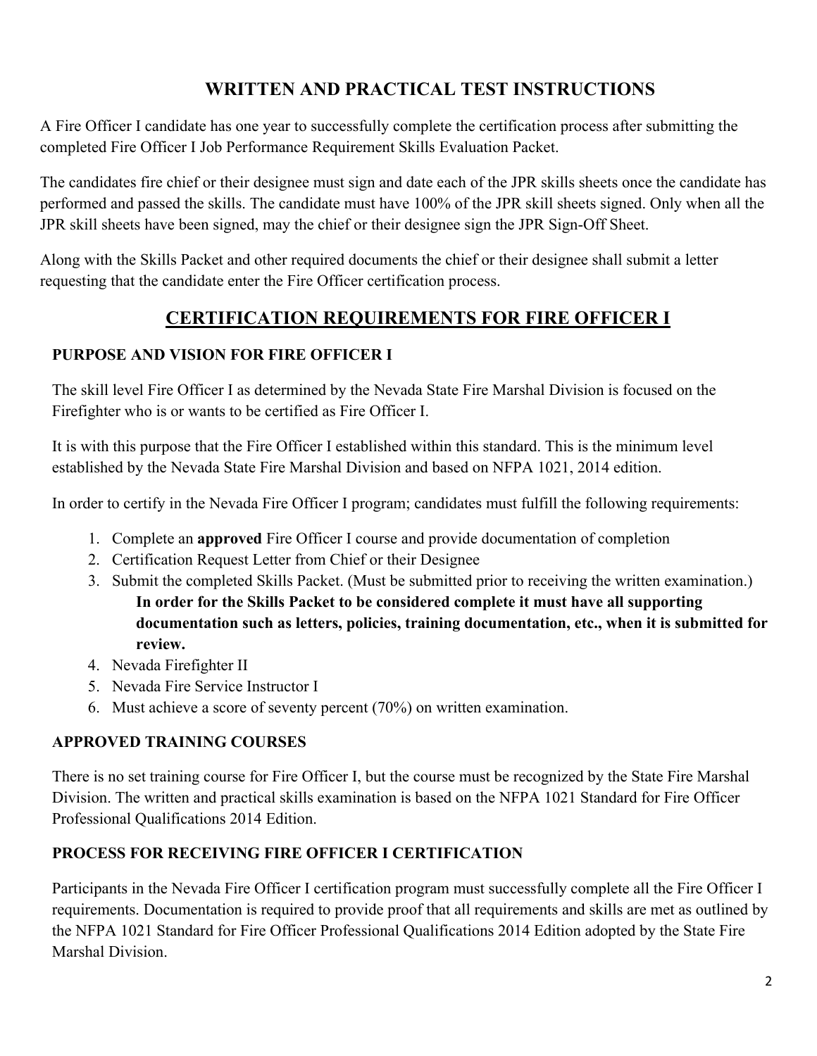## WRITTEN AND PRACTICAL TEST INSTRUCTIONS

A Fire Officer I candidate has one year to successfully complete the certification process after submitting the completed Fire Officer I Job Performance Requirement Skills Evaluation Packet.

The candidates fire chief or their designee must sign and date each of the JPR skills sheets once the candidate has performed and passed the skills. The candidate must have 100% of the JPR skill sheets signed. Only when all the JPR skill sheets have been signed, may the chief or their designee sign the JPR Sign-Off Sheet.

Along with the Skills Packet and other required documents the chief or their designee shall submit a letter requesting that the candidate enter the Fire Officer certification process.

## CERTIFICATION REQUIREMENTS FOR FIRE OFFICER I

### PURPOSE AND VISION FOR FIRE OFFICER I

The skill level Fire Officer I as determined by the Nevada State Fire Marshal Division is focused on the Firefighter who is or wants to be certified as Fire Officer I.

It is with this purpose that the Fire Officer I established within this standard. This is the minimum level established by the Nevada State Fire Marshal Division and based on NFPA 1021, 2014 edition.

In order to certify in the Nevada Fire Officer I program; candidates must fulfill the following requirements:

1. Complete an **approved** Fire Officer I course and provide documentation of completion
2. Certification Request Letter from Chief or their Designee
3. Submit the completed Skills Packet. (Must be submitted prior to receiving the written examination.)
   **In order for the Skills Packet to be considered complete it must have all supporting documentation such as letters, policies, training documentation, etc., when it is submitted for review.**
4. Nevada Firefighter II
5. Nevada Fire Service Instructor I
6. Must achieve a score of seventy percent (70%) on written examination.

### APPROVED TRAINING COURSES

There is no set training course for Fire Officer I, but the course must be recognized by the State Fire Marshal Division. The written and practical skills examination is based on the NFPA 1021 Standard for Fire Officer Professional Qualifications 2014 Edition.

### PROCESS FOR RECEIVING FIRE OFFICER I CERTIFICATION

Participants in the Nevada Fire Officer I certification program must successfully complete all the Fire Officer I requirements. Documentation is required to provide proof that all requirements and skills are met as outlined by the NFPA 1021 Standard for Fire Officer Professional Qualifications 2014 Edition adopted by the State Fire Marshal Division.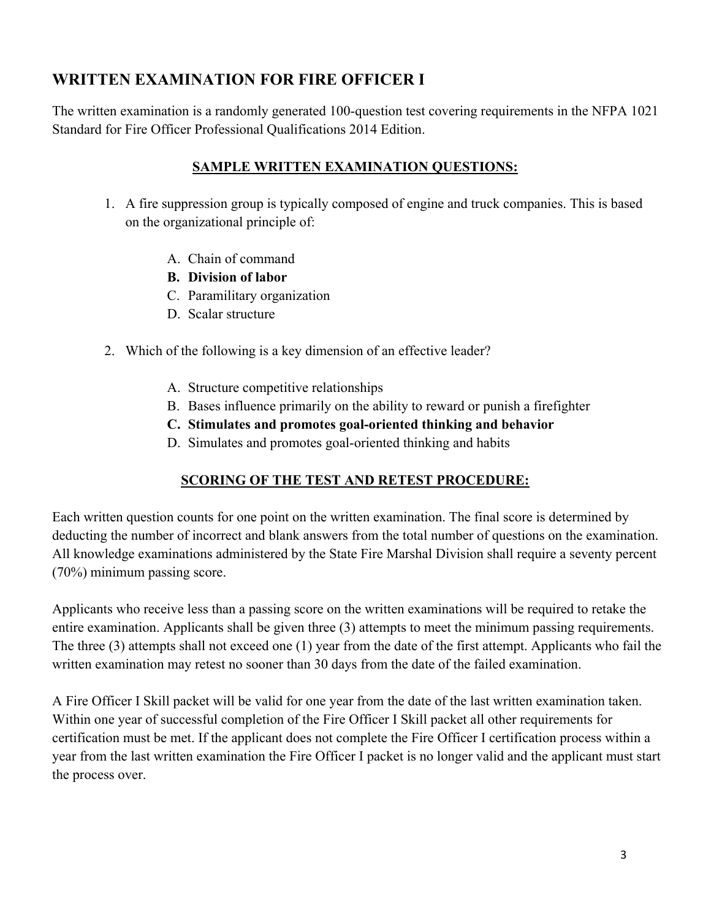## WRITTEN EXAMINATION FOR FIRE OFFICER I

The written examination is a randomly generated 100-question test covering requirements in the NFPA 1021 Standard for Fire Officer Professional Qualifications 2014 Edition.

### SAMPLE WRITTEN EXAMINATION QUESTIONS:

1. A fire suppression group is typically composed of engine and truck companies. This is based on the organizational principle of:

   A. Chain of command
   **B. Division of labor**
   C. Paramilitary organization
   D. Scalar structure

2. Which of the following is a key dimension of an effective leader?

   A. Structure competitive relationships
   B. Bases influence primarily on the ability to reward or punish a firefighter
   **C. Stimulates and promotes goal-oriented thinking and behavior**
   D. Simulates and promotes goal-oriented thinking and habits

### SCORING OF THE TEST AND RETEST PROCEDURE:

Each written question counts for one point on the written examination. The final score is determined by deducting the number of incorrect and blank answers from the total number of questions on the examination. All knowledge examinations administered by the State Fire Marshal Division shall require a seventy percent (70%) minimum passing score.

Applicants who receive less than a passing score on the written examinations will be required to retake the entire examination. Applicants shall be given three (3) attempts to meet the minimum passing requirements. The three (3) attempts shall not exceed one (1) year from the date of the first attempt. Applicants who fail the written examination may retest no sooner than 30 days from the date of the failed examination.

A Fire Officer I Skill packet will be valid for one year from the date of the last written examination taken. Within one year of successful completion of the Fire Officer I Skill packet all other requirements for certification must be met. If the applicant does not complete the Fire Officer I certification process within a year from the last written examination the Fire Officer I packet is no longer valid and the applicant must start the process over.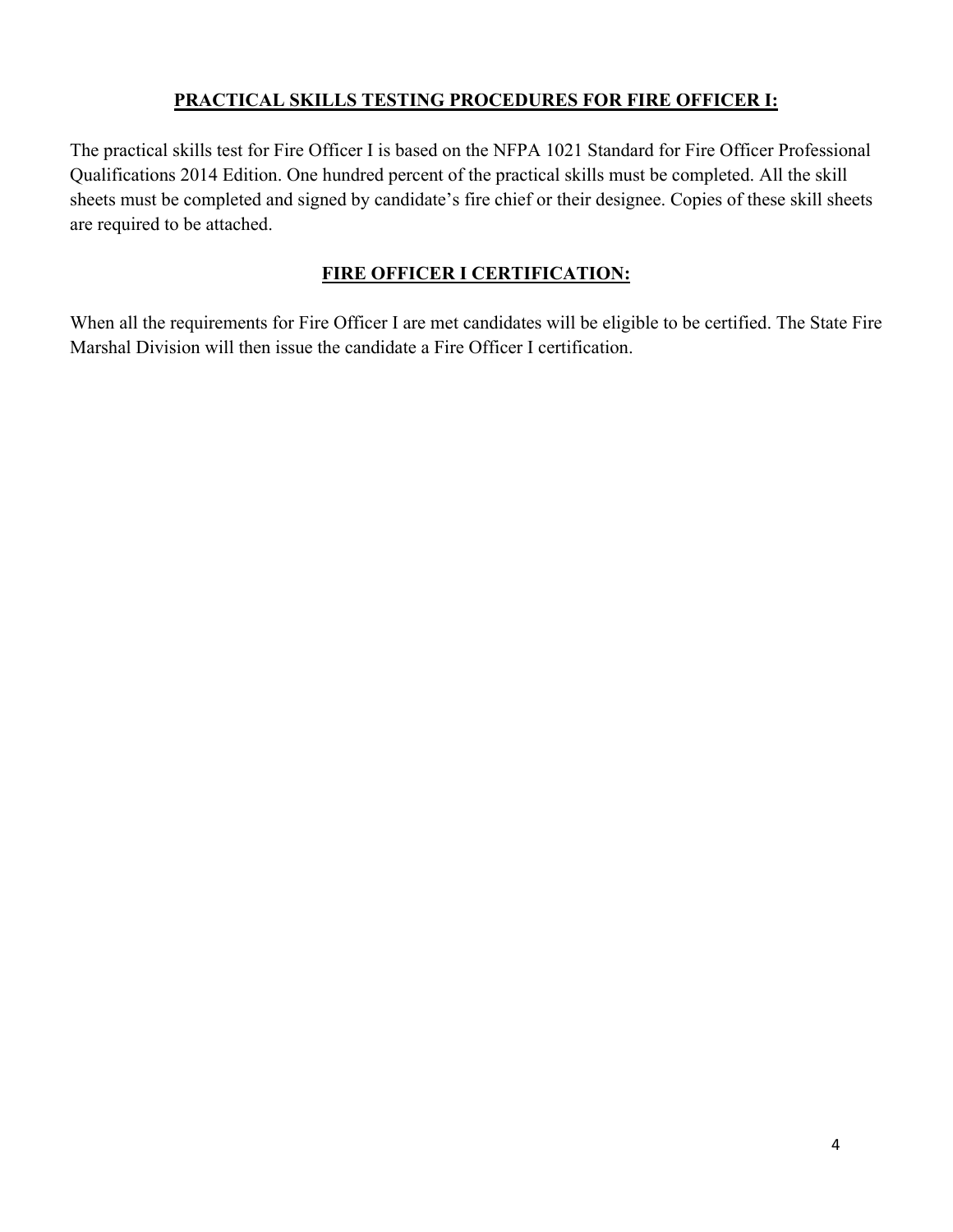## PRACTICAL SKILLS TESTING PROCEDURES FOR FIRE OFFICER I:

The practical skills test for Fire Officer I is based on the NFPA 1021 Standard for Fire Officer Professional Qualifications 2014 Edition. One hundred percent of the practical skills must be completed. All the skill sheets must be completed and signed by candidate's fire chief or their designee. Copies of these skill sheets are required to be attached.

## FIRE OFFICER I CERTIFICATION:

When all the requirements for Fire Officer I are met candidates will be eligible to be certified. The State Fire Marshal Division will then issue the candidate a Fire Officer I certification.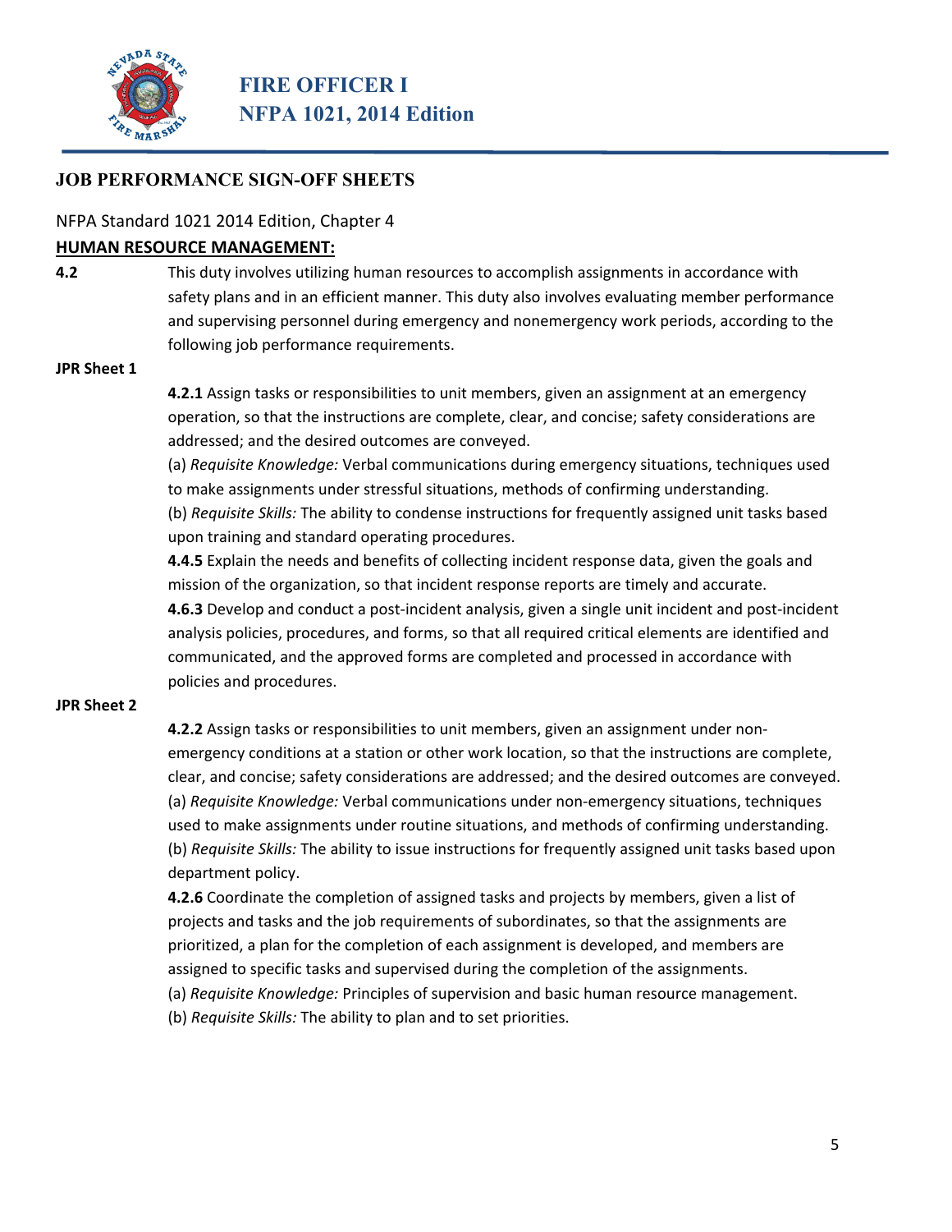# FIRE OFFICER I
# NFPA 1021, 2014 Edition

## JOB PERFORMANCE SIGN-OFF SHEETS

NFPA Standard 1021 2014 Edition, Chapter 4

**HUMAN RESOURCE MANAGEMENT:**

**4.2** This duty involves utilizing human resources to accomplish assignments in accordance with safety plans and in an efficient manner. This duty also involves evaluating member performance and supervising personnel during emergency and nonemergency work periods, according to the following job performance requirements.

**JPR Sheet 1**

**4.2.1** Assign tasks or responsibilities to unit members, given an assignment at an emergency operation, so that the instructions are complete, clear, and concise; safety considerations are addressed; and the desired outcomes are conveyed.

(a) *Requisite Knowledge:* Verbal communications during emergency situations, techniques used to make assignments under stressful situations, methods of confirming understanding.

(b) *Requisite Skills:* The ability to condense instructions for frequently assigned unit tasks based upon training and standard operating procedures.

**4.4.5** Explain the needs and benefits of collecting incident response data, given the goals and mission of the organization, so that incident response reports are timely and accurate.

**4.6.3** Develop and conduct a post-incident analysis, given a single unit incident and post-incident analysis policies, procedures, and forms, so that all required critical elements are identified and communicated, and the approved forms are completed and processed in accordance with policies and procedures.

**JPR Sheet 2**

**4.2.2** Assign tasks or responsibilities to unit members, given an assignment under non-emergency conditions at a station or other work location, so that the instructions are complete, clear, and concise; safety considerations are addressed; and the desired outcomes are conveyed.

(a) *Requisite Knowledge:* Verbal communications under non-emergency situations, techniques used to make assignments under routine situations, and methods of confirming understanding.

(b) *Requisite Skills:* The ability to issue instructions for frequently assigned unit tasks based upon department policy.

**4.2.6** Coordinate the completion of assigned tasks and projects by members, given a list of projects and tasks and the job requirements of subordinates, so that the assignments are prioritized, a plan for the completion of each assignment is developed, and members are assigned to specific tasks and supervised during the completion of the assignments.

(a) *Requisite Knowledge:* Principles of supervision and basic human resource management.

(b) *Requisite Skills:* The ability to plan and to set priorities.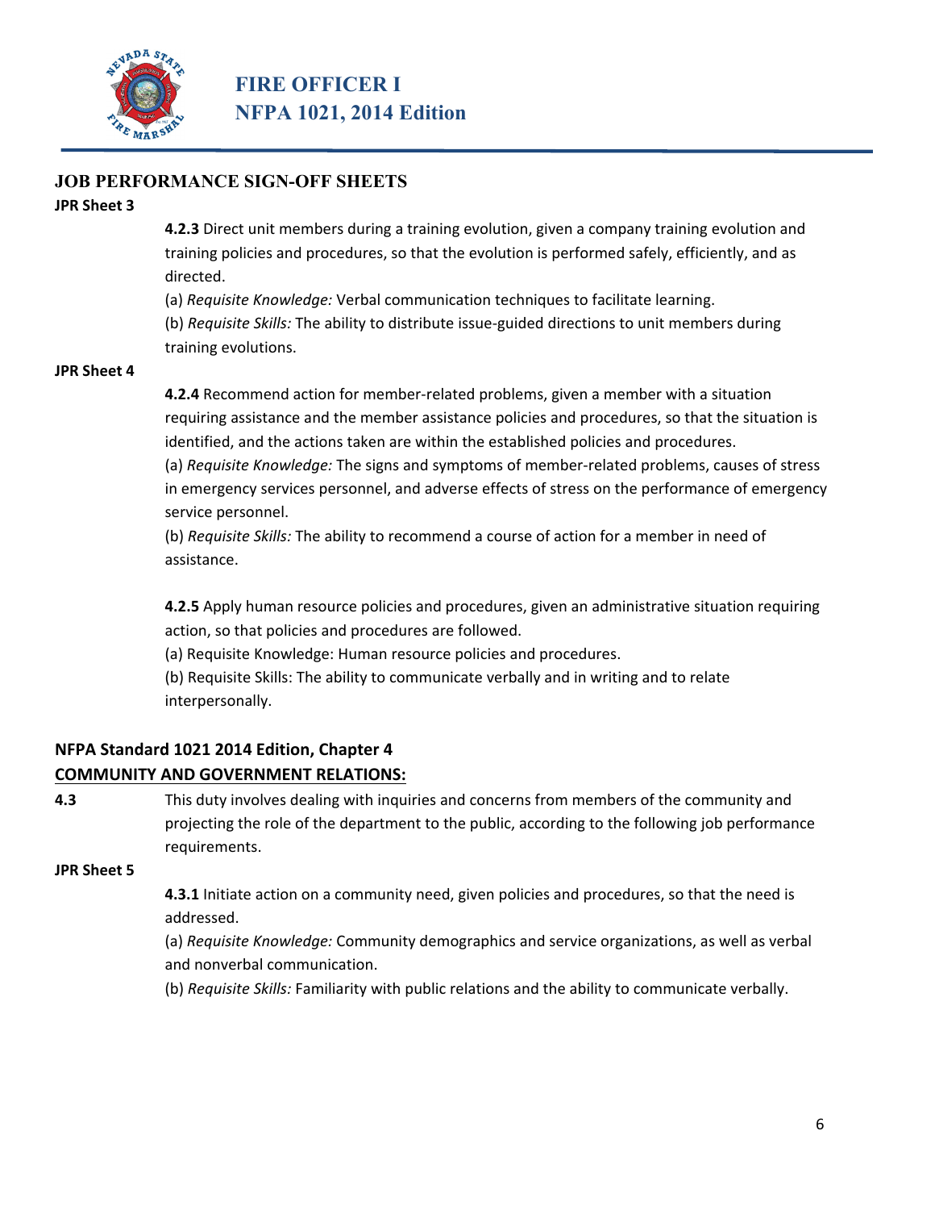## JOB PERFORMANCE SIGN-OFF SHEETS

**JPR Sheet 3**

**4.2.3** Direct unit members during a training evolution, given a company training evolution and training policies and procedures, so that the evolution is performed safely, efficiently, and as directed.

(a) *Requisite Knowledge:* Verbal communication techniques to facilitate learning.

(b) *Requisite Skills:* The ability to distribute issue-guided directions to unit members during training evolutions.

**JPR Sheet 4**

**4.2.4** Recommend action for member-related problems, given a member with a situation requiring assistance and the member assistance policies and procedures, so that the situation is identified, and the actions taken are within the established policies and procedures.

(a) *Requisite Knowledge:* The signs and symptoms of member-related problems, causes of stress in emergency services personnel, and adverse effects of stress on the performance of emergency service personnel.

(b) *Requisite Skills:* The ability to recommend a course of action for a member in need of assistance.

**4.2.5** Apply human resource policies and procedures, given an administrative situation requiring action, so that policies and procedures are followed.

(a) Requisite Knowledge: Human resource policies and procedures.

(b) Requisite Skills: The ability to communicate verbally and in writing and to relate interpersonally.

**NFPA Standard 1021 2014 Edition, Chapter 4**

**<u>COMMUNITY AND GOVERNMENT RELATIONS:</u>**

**4.3** This duty involves dealing with inquiries and concerns from members of the community and projecting the role of the department to the public, according to the following job performance requirements.

**JPR Sheet 5**

**4.3.1** Initiate action on a community need, given policies and procedures, so that the need is addressed.

(a) *Requisite Knowledge:* Community demographics and service organizations, as well as verbal and nonverbal communication.

(b) *Requisite Skills:* Familiarity with public relations and the ability to communicate verbally.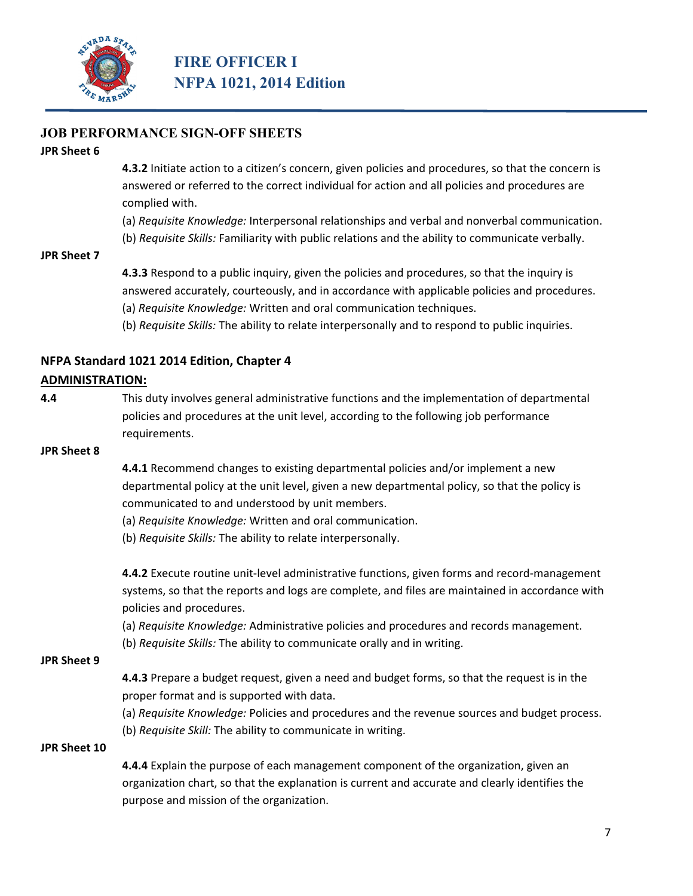# FIRE OFFICER I
# NFPA 1021, 2014 Edition

## JOB PERFORMANCE SIGN-OFF SHEETS

**JPR Sheet 6**

**4.3.2** Initiate action to a citizen's concern, given policies and procedures, so that the concern is answered or referred to the correct individual for action and all policies and procedures are complied with.

(a) *Requisite Knowledge:* Interpersonal relationships and verbal and nonverbal communication.

(b) *Requisite Skills:* Familiarity with public relations and the ability to communicate verbally.

**JPR Sheet 7**

**4.3.3** Respond to a public inquiry, given the policies and procedures, so that the inquiry is answered accurately, courteously, and in accordance with applicable policies and procedures.

(a) *Requisite Knowledge:* Written and oral communication techniques.

(b) *Requisite Skills:* The ability to relate interpersonally and to respond to public inquiries.

### NFPA Standard 1021 2014 Edition, Chapter 4

**ADMINISTRATION:**

**4.4** This duty involves general administrative functions and the implementation of departmental policies and procedures at the unit level, according to the following job performance requirements.

**JPR Sheet 8**

**4.4.1** Recommend changes to existing departmental policies and/or implement a new departmental policy at the unit level, given a new departmental policy, so that the policy is communicated to and understood by unit members.

(a) *Requisite Knowledge:* Written and oral communication.

(b) *Requisite Skills:* The ability to relate interpersonally.

**4.4.2** Execute routine unit-level administrative functions, given forms and record-management systems, so that the reports and logs are complete, and files are maintained in accordance with policies and procedures.

(a) *Requisite Knowledge:* Administrative policies and procedures and records management.

(b) *Requisite Skills:* The ability to communicate orally and in writing.

**JPR Sheet 9**

**4.4.3** Prepare a budget request, given a need and budget forms, so that the request is in the proper format and is supported with data.

(a) *Requisite Knowledge:* Policies and procedures and the revenue sources and budget process.

(b) *Requisite Skill:* The ability to communicate in writing.

**JPR Sheet 10**

**4.4.4** Explain the purpose of each management component of the organization, given an organization chart, so that the explanation is current and accurate and clearly identifies the purpose and mission of the organization.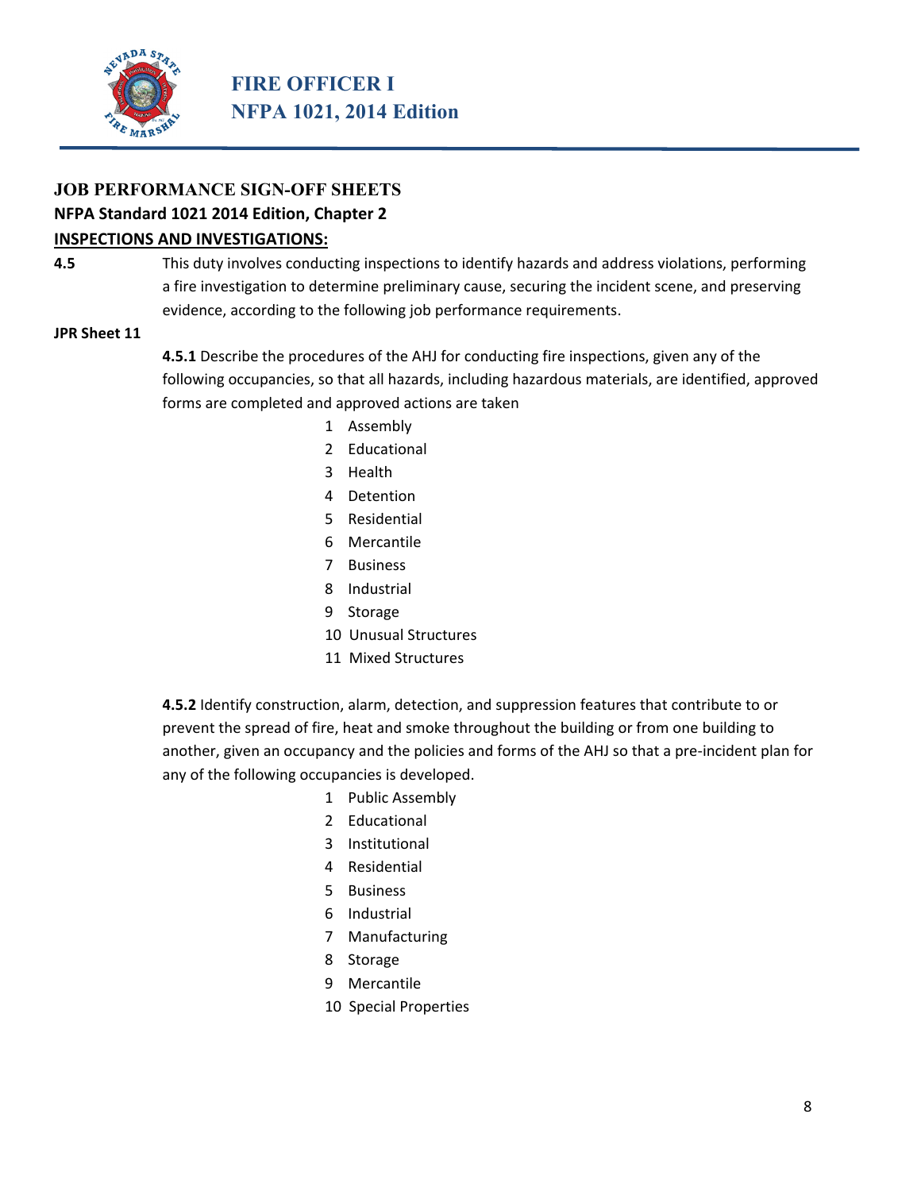**JOB PERFORMANCE SIGN-OFF SHEETS**

**NFPA Standard 1021 2014 Edition, Chapter 2**

**INSPECTIONS AND INVESTIGATIONS:**

**4.5** This duty involves conducting inspections to identify hazards and address violations, performing a fire investigation to determine preliminary cause, securing the incident scene, and preserving evidence, according to the following job performance requirements.

**JPR Sheet 11**

**4.5.1** Describe the procedures of the AHJ for conducting fire inspections, given any of the following occupancies, so that all hazards, including hazardous materials, are identified, approved forms are completed and approved actions are taken

1. Assembly
2. Educational
3. Health
4. Detention
5. Residential
6. Mercantile
7. Business
8. Industrial
9. Storage
10. Unusual Structures
11. Mixed Structures

**4.5.2** Identify construction, alarm, detection, and suppression features that contribute to or prevent the spread of fire, heat and smoke throughout the building or from one building to another, given an occupancy and the policies and forms of the AHJ so that a pre-incident plan for any of the following occupancies is developed.

1. Public Assembly
2. Educational
3. Institutional
4. Residential
5. Business
6. Industrial
7. Manufacturing
8. Storage
9. Mercantile
10. Special Properties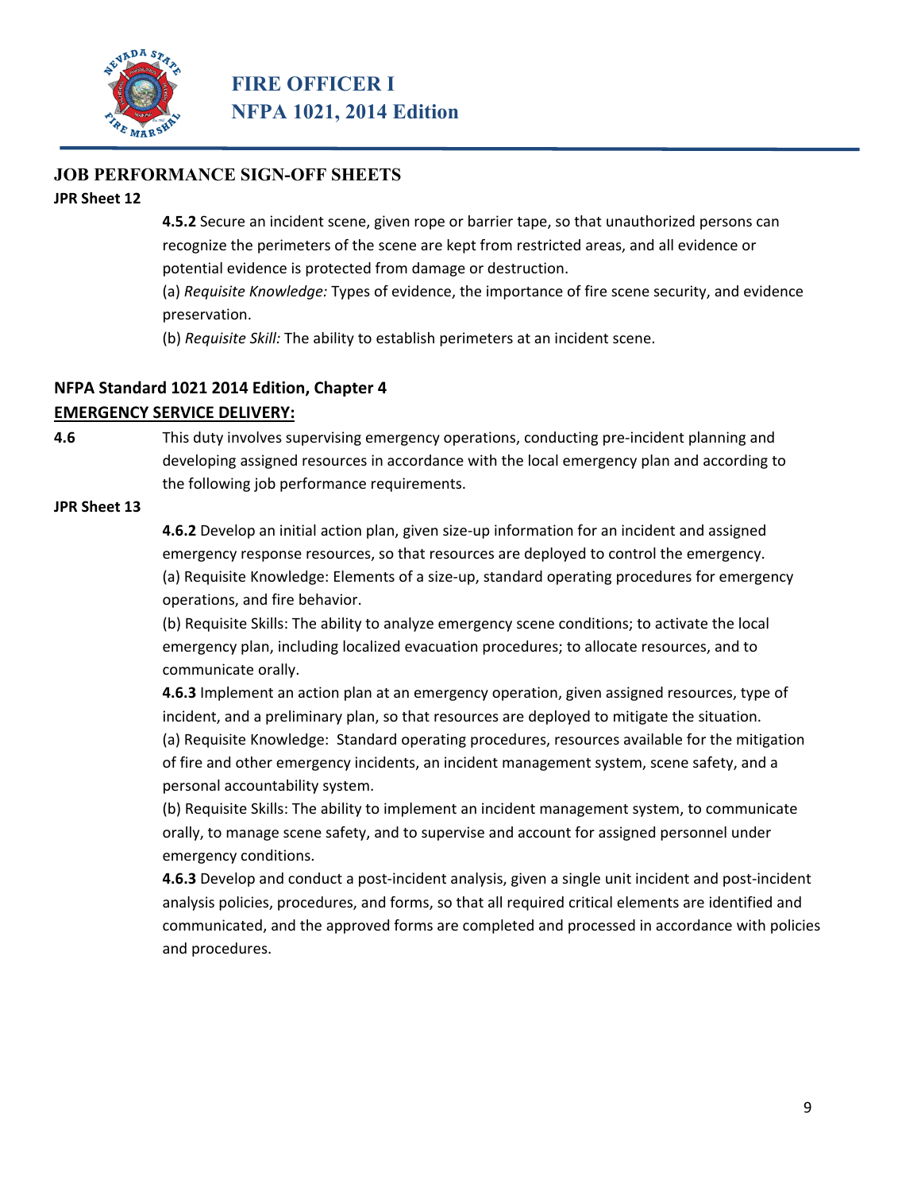## JOB PERFORMANCE SIGN-OFF SHEETS

**JPR Sheet 12**

**4.5.2** Secure an incident scene, given rope or barrier tape, so that unauthorized persons can recognize the perimeters of the scene are kept from restricted areas, and all evidence or potential evidence is protected from damage or destruction.

(a) *Requisite Knowledge:* Types of evidence, the importance of fire scene security, and evidence preservation.

(b) *Requisite Skill:* The ability to establish perimeters at an incident scene.

**NFPA Standard 1021 2014 Edition, Chapter 4**

**EMERGENCY SERVICE DELIVERY:**

**4.6** This duty involves supervising emergency operations, conducting pre-incident planning and developing assigned resources in accordance with the local emergency plan and according to the following job performance requirements.

**JPR Sheet 13**

**4.6.2** Develop an initial action plan, given size-up information for an incident and assigned emergency response resources, so that resources are deployed to control the emergency.

(a) Requisite Knowledge: Elements of a size-up, standard operating procedures for emergency operations, and fire behavior.

(b) Requisite Skills: The ability to analyze emergency scene conditions; to activate the local emergency plan, including localized evacuation procedures; to allocate resources, and to communicate orally.

**4.6.3** Implement an action plan at an emergency operation, given assigned resources, type of incident, and a preliminary plan, so that resources are deployed to mitigate the situation.

(a) Requisite Knowledge: Standard operating procedures, resources available for the mitigation of fire and other emergency incidents, an incident management system, scene safety, and a personal accountability system.

(b) Requisite Skills: The ability to implement an incident management system, to communicate orally, to manage scene safety, and to supervise and account for assigned personnel under emergency conditions.

**4.6.3** Develop and conduct a post-incident analysis, given a single unit incident and post-incident analysis policies, procedures, and forms, so that all required critical elements are identified and communicated, and the approved forms are completed and processed in accordance with policies and procedures.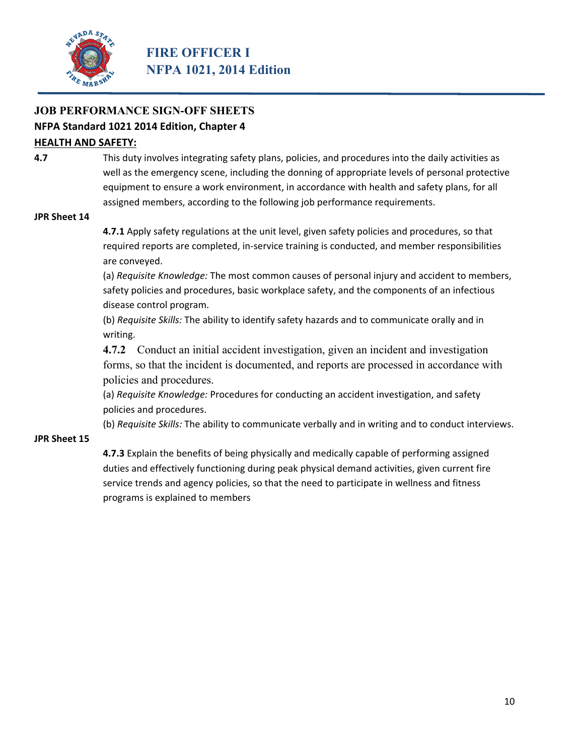# FIRE OFFICER I
## NFPA 1021, 2014 Edition

### JOB PERFORMANCE SIGN-OFF SHEETS

**NFPA Standard 1021 2014 Edition, Chapter 4**

**HEALTH AND SAFETY:**

**4.7** This duty involves integrating safety plans, policies, and procedures into the daily activities as well as the emergency scene, including the donning of appropriate levels of personal protective equipment to ensure a work environment, in accordance with health and safety plans, for all assigned members, according to the following job performance requirements.

**JPR Sheet 14**

**4.7.1** Apply safety regulations at the unit level, given safety policies and procedures, so that required reports are completed, in-service training is conducted, and member responsibilities are conveyed.

(a) *Requisite Knowledge:* The most common causes of personal injury and accident to members, safety policies and procedures, basic workplace safety, and the components of an infectious disease control program.

(b) *Requisite Skills:* The ability to identify safety hazards and to communicate orally and in writing.

**4.7.2** Conduct an initial accident investigation, given an incident and investigation forms, so that the incident is documented, and reports are processed in accordance with policies and procedures.

(a) *Requisite Knowledge:* Procedures for conducting an accident investigation, and safety policies and procedures.

(b) *Requisite Skills:* The ability to communicate verbally and in writing and to conduct interviews.

**JPR Sheet 15**

**4.7.3** Explain the benefits of being physically and medically capable of performing assigned duties and effectively functioning during peak physical demand activities, given current fire service trends and agency policies, so that the need to participate in wellness and fitness programs is explained to members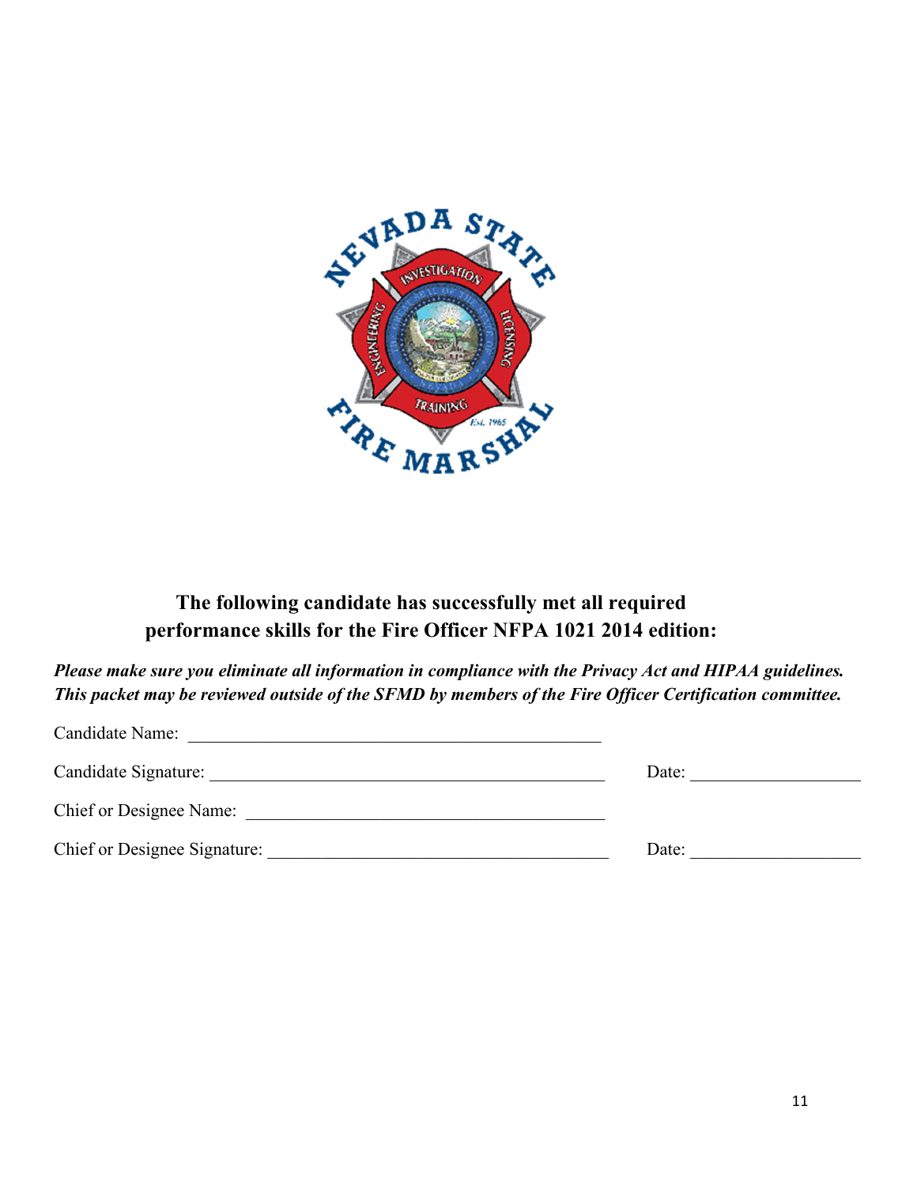**The following candidate has successfully met all required performance skills for the Fire Officer NFPA 1021 2014 edition:**

***Please make sure you eliminate all information in compliance with the Privacy Act and HIPAA guidelines. This packet may be reviewed outside of the SFMD by members of the Fire Officer Certification committee.***

Candidate Name: ______________________________________________

Candidate Signature: ______________________________________________ Date: __________________

Chief or Designee Name: ______________________________________________

Chief or Designee Signature: ______________________________________________ Date: __________________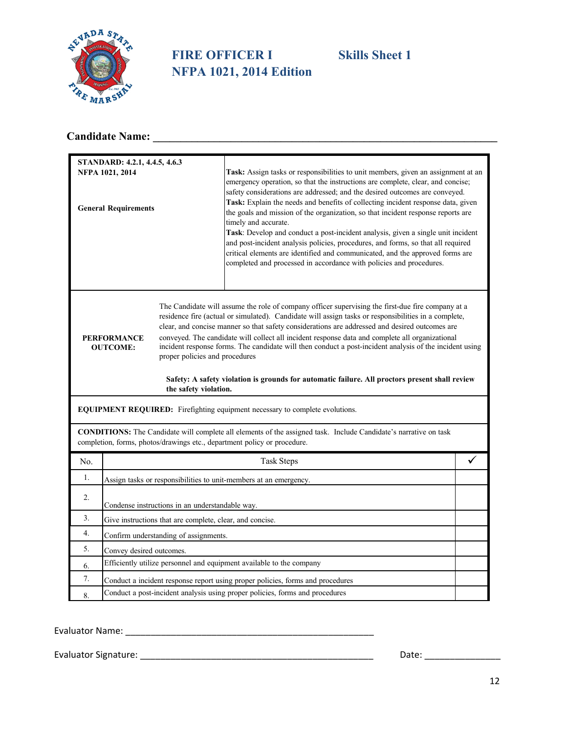# FIRE OFFICER I — Skills Sheet 1

# NFPA 1021, 2014 Edition

**Candidate Name:** ____________________________________________

| **STANDARD: 4.2.1, 4.4.5, 4.6.3** **NFPA 1021, 2014** **General Requirements** | **Task:** Assign tasks or responsibilities to unit members, given an assignment at an emergency operation, so that the instructions are complete, clear, and concise; safety considerations are addressed; and the desired outcomes are conveyed. **Task:** Explain the needs and benefits of collecting incident response data, given the goals and mission of the organization, so that incident response reports are timely and accurate. **Task**: Develop and conduct a post-incident analysis, given a single unit incident and post-incident analysis policies, procedures, and forms, so that all required critical elements are identified and communicated, and the approved forms are completed and processed in accordance with policies and procedures. |
|---|---|
| **PERFORMANCE OUTCOME:** | The Candidate will assume the role of company officer supervising the first-due fire company at a residence fire (actual or simulated). Candidate will assign tasks or responsibilities in a complete, clear, and concise manner so that safety considerations are addressed and desired outcomes are conveyed. The candidate will collect all incident response data and complete all organizational incident response forms. The candidate will then conduct a post-incident analysis of the incident using proper policies and procedures **Safety: A safety violation is grounds for automatic failure. All proctors present shall review the safety violation.** |

**EQUIPMENT REQUIRED:** Firefighting equipment necessary to complete evolutions.

**CONDITIONS:** The Candidate will complete all elements of the assigned task. Include Candidate's narrative on task completion, forms, photos/drawings etc., department policy or procedure.

| No. | Task Steps | ✓ |
|---|---|---|
| 1. | Assign tasks or responsibilities to unit-members at an emergency. | |
| 2. | Condense instructions in an understandable way. | |
| 3. | Give instructions that are complete, clear, and concise. | |
| 4. | Confirm understanding of assignments. | |
| 5. | Convey desired outcomes. | |
| 6. | Efficiently utilize personnel and equipment available to the company | |
| 7. | Conduct a incident response report using proper policies, forms and procedures | |
| 8. | Conduct a post-incident analysis using proper policies, forms and procedures | |

Evaluator Name: ____________________________________________

Evaluator Signature: ____________________________________________ Date: _______________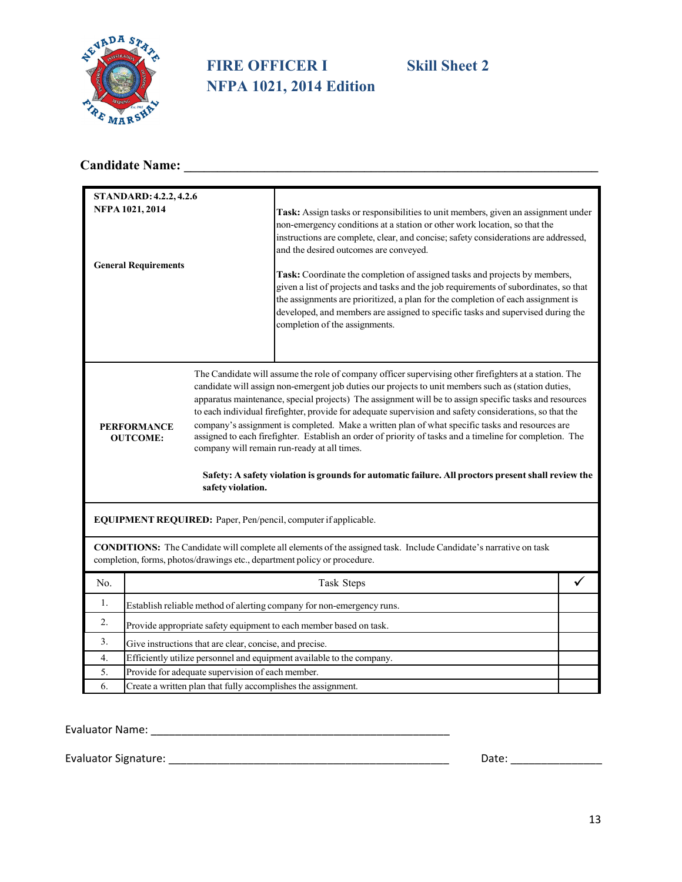# FIRE OFFICER I — Skill Sheet 2

## NFPA 1021, 2014 Edition

**Candidate Name:** ______________________________________________________________

| | |
|---|---|
| **STANDARD: 4.2.2, 4.2.6**<br>**NFPA 1021, 2014**<br><br>**General Requirements** | **Task:** Assign tasks or responsibilities to unit members, given an assignment under non-emergency conditions at a station or other work location, so that the instructions are complete, clear, and concise; safety considerations are addressed, and the desired outcomes are conveyed.<br><br>**Task:** Coordinate the completion of assigned tasks and projects by members, given a list of projects and tasks and the job requirements of subordinates, so that the assignments are prioritized, a plan for the completion of each assignment is developed, and members are assigned to specific tasks and supervised during the completion of the assignments. |
| **PERFORMANCE OUTCOME:** | The Candidate will assume the role of company officer supervising other firefighters at a station. The candidate will assign non-emergent job duties our projects to unit members such as (station duties, apparatus maintenance, special projects) The assignment will be to assign specific tasks and resources to each individual firefighter, provide for adequate supervision and safety considerations, so that the company's assignment is completed. Make a written plan of what specific tasks and resources are assigned to each firefighter. Establish an order of priority of tasks and a timeline for completion. The company will remain run-ready at all times.<br><br>**Safety: A safety violation is grounds for automatic failure. All proctors present shall review the safety violation.** |

**EQUIPMENT REQUIRED:** Paper, Pen/pencil, computer if applicable.

**CONDITIONS:** The Candidate will complete all elements of the assigned task. Include Candidate's narrative on task completion, forms, photos/drawings etc., department policy or procedure.

| No. | Task Steps | ✓ |
|---|---|---|
| 1. | Establish reliable method of alerting company for non-emergency runs. | |
| 2. | Provide appropriate safety equipment to each member based on task. | |
| 3. | Give instructions that are clear, concise, and precise. | |
| 4. | Efficiently utilize personnel and equipment available to the company. | |
| 5. | Provide for adequate supervision of each member. | |
| 6. | Create a written plan that fully accomplishes the assignment. | |

Evaluator Name: ____________________________________________________

Evaluator Signature: ______________________________________________ Date: _______________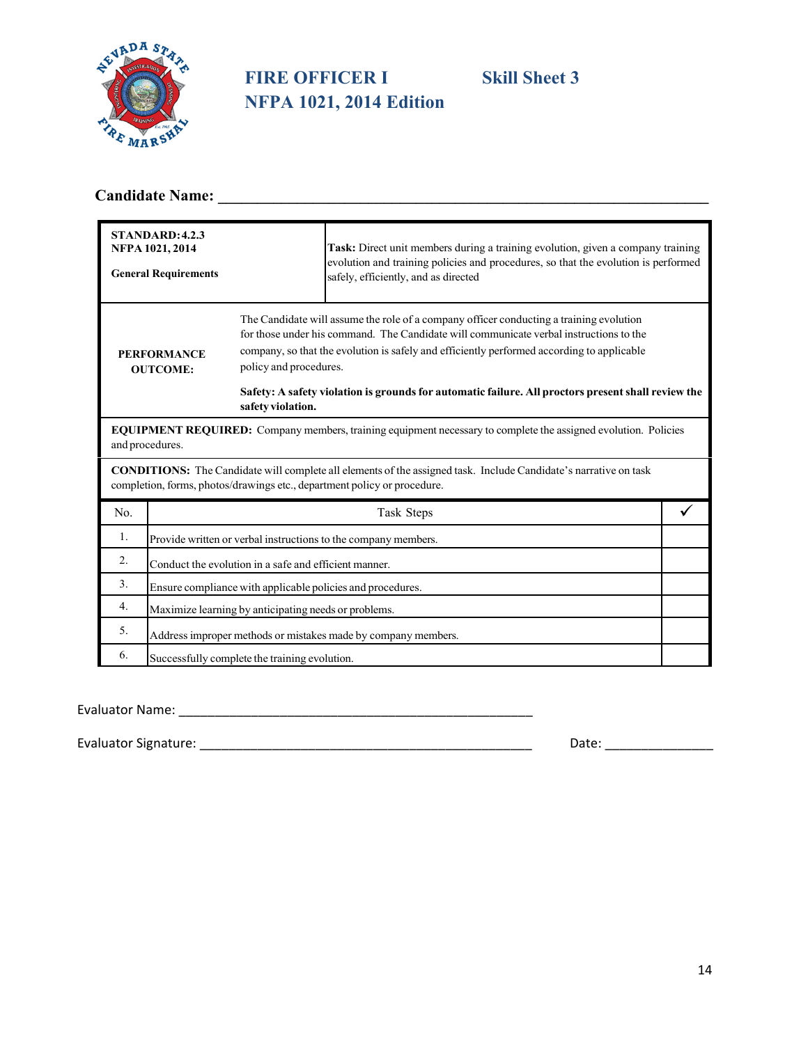# FIRE OFFICER I — Skill Sheet 3
## NFPA 1021, 2014 Edition

**Candidate Name:** ____________________________________________

| **STANDARD: 4.2.3**<br>**NFPA 1021, 2014**<br><br>**General Requirements** | **Task:** Direct unit members during a training evolution, given a company training evolution and training policies and procedures, so that the evolution is performed safely, efficiently, and as directed |
|---|---|
| **PERFORMANCE OUTCOME:** | The Candidate will assume the role of a company officer conducting a training evolution for those under his command. The Candidate will communicate verbal instructions to the company, so that the evolution is safely and efficiently performed according to applicable policy and procedures.<br><br>**Safety: A safety violation is grounds for automatic failure. All proctors present shall review the safety violation.** |

**EQUIPMENT REQUIRED:** Company members, training equipment necessary to complete the assigned evolution. Policies and procedures.

**CONDITIONS:** The Candidate will complete all elements of the assigned task. Include Candidate's narrative on task completion, forms, photos/drawings etc., department policy or procedure.

| No. | Task Steps | ✓ |
|---|---|---|
| 1. | Provide written or verbal instructions to the company members. | |
| 2. | Conduct the evolution in a safe and efficient manner. | |
| 3. | Ensure compliance with applicable policies and procedures. | |
| 4. | Maximize learning by anticipating needs or problems. | |
| 5. | Address improper methods or mistakes made by company members. | |
| 6. | Successfully complete the training evolution. | |

Evaluator Name: ____________________________________________

Evaluator Signature: ________________________________________ Date: _______________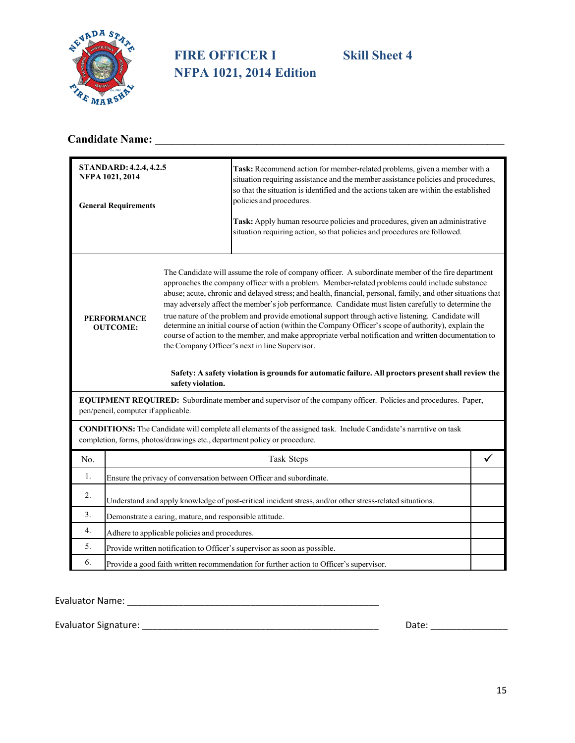# FIRE OFFICER I — Skill Sheet 4
## NFPA 1021, 2014 Edition

**Candidate Name:** ______________________________________________

| **STANDARD: 4.2.4, 4.2.5**<br>**NFPA 1021, 2014**<br><br>**General Requirements** | **Task:** Recommend action for member-related problems, given a member with a situation requiring assistance and the member assistance policies and procedures, so that the situation is identified and the actions taken are within the established policies and procedures.<br><br>**Task:** Apply human resource policies and procedures, given an administrative situation requiring action, so that policies and procedures are followed. |
|---|---|

**PERFORMANCE OUTCOME:**

The Candidate will assume the role of company officer. A subordinate member of the fire department approaches the company officer with a problem. Member-related problems could include substance abuse; acute, chronic and delayed stress; and health, financial, personal, family, and other situations that may adversely affect the member's job performance. Candidate must listen carefully to determine the true nature of the problem and provide emotional support through active listening. Candidate will determine an initial course of action (within the Company Officer's scope of authority), explain the course of action to the member, and make appropriate verbal notification and written documentation to the Company Officer's next in line Supervisor.

**Safety: A safety violation is grounds for automatic failure. All proctors present shall review the safety violation.**

**EQUIPMENT REQUIRED:** Subordinate member and supervisor of the company officer. Policies and procedures. Paper, pen/pencil, computer if applicable.

**CONDITIONS:** The Candidate will complete all elements of the assigned task. Include Candidate's narrative on task completion, forms, photos/drawings etc., department policy or procedure.

| No. | Task Steps | ✓ |
|---|---|---|
| 1. | Ensure the privacy of conversation between Officer and subordinate. | |
| 2. | Understand and apply knowledge of post-critical incident stress, and/or other stress-related situations. | |
| 3. | Demonstrate a caring, mature, and responsible attitude. | |
| 4. | Adhere to applicable policies and procedures. | |
| 5. | Provide written notification to Officer's supervisor as soon as possible. | |
| 6. | Provide a good faith written recommendation for further action to Officer's supervisor. | |

Evaluator Name: ______________________________________________

Evaluator Signature: __________________________________________ Date: ______________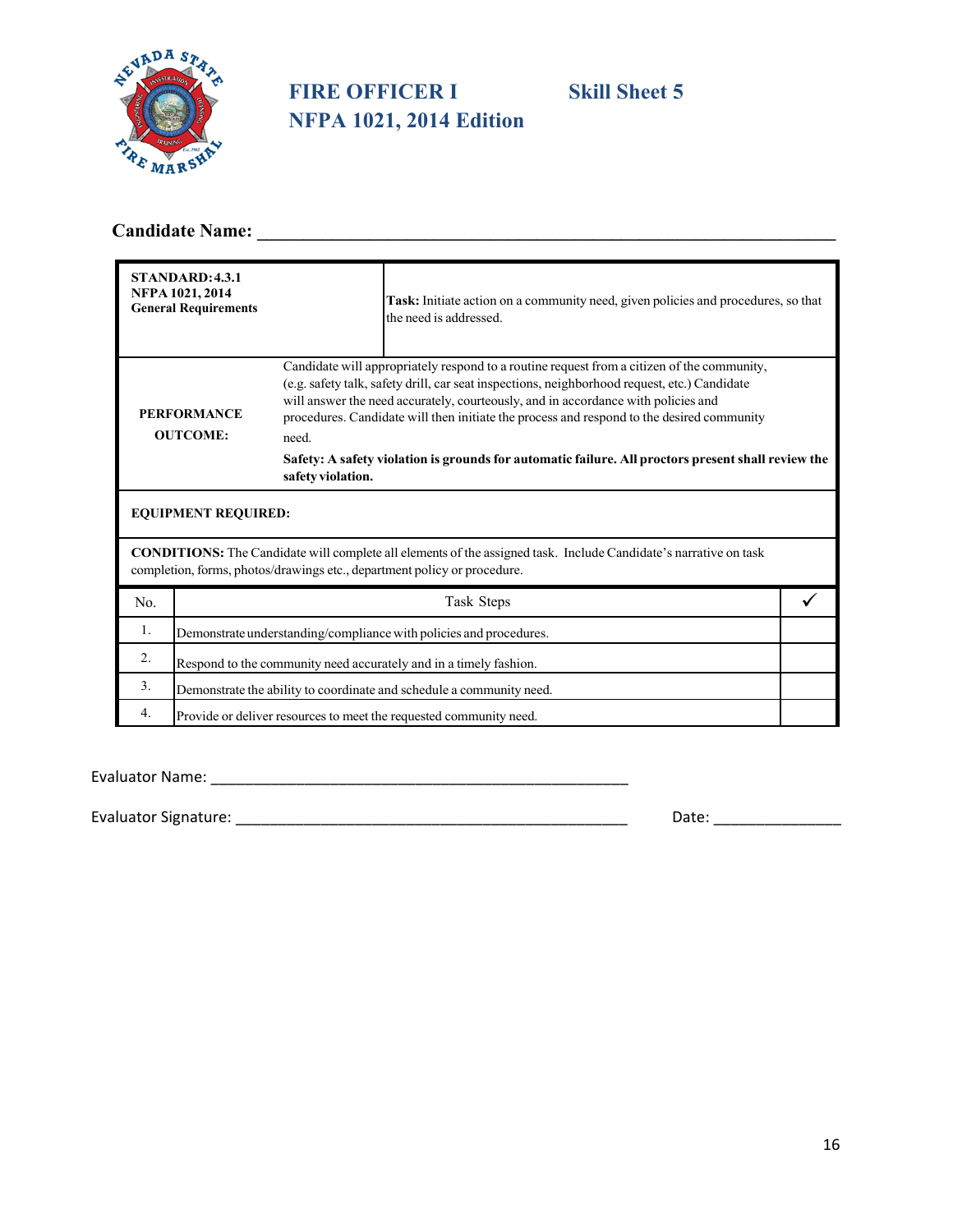# FIRE OFFICER I — Skill Sheet 5

## NFPA 1021, 2014 Edition

**Candidate Name:** ______________________________________________

| **STANDARD: 4.3.1**<br>**NFPA 1021, 2014**<br>**General Requirements** | **Task:** Initiate action on a community need, given policies and procedures, so that the need is addressed. |
|---|---|
| **PERFORMANCE OUTCOME:** | Candidate will appropriately respond to a routine request from a citizen of the community, (e.g. safety talk, safety drill, car seat inspections, neighborhood request, etc.) Candidate will answer the need accurately, courteously, and in accordance with policies and procedures. Candidate will then initiate the process and respond to the desired community need.<br><br>**Safety: A safety violation is grounds for automatic failure. All proctors present shall review the safety violation.** |

**EQUIPMENT REQUIRED:**

**CONDITIONS:** The Candidate will complete all elements of the assigned task. Include Candidate's narrative on task completion, forms, photos/drawings etc., department policy or procedure.

| No. | Task Steps | ✓ |
|---|---|---|
| 1. | Demonstrate understanding/compliance with policies and procedures. | |
| 2. | Respond to the community need accurately and in a timely fashion. | |
| 3. | Demonstrate the ability to coordinate and schedule a community need. | |
| 4. | Provide or deliver resources to meet the requested community need. | |

Evaluator Name: ______________________________________________

Evaluator Signature: ______________________________________________ Date: _______________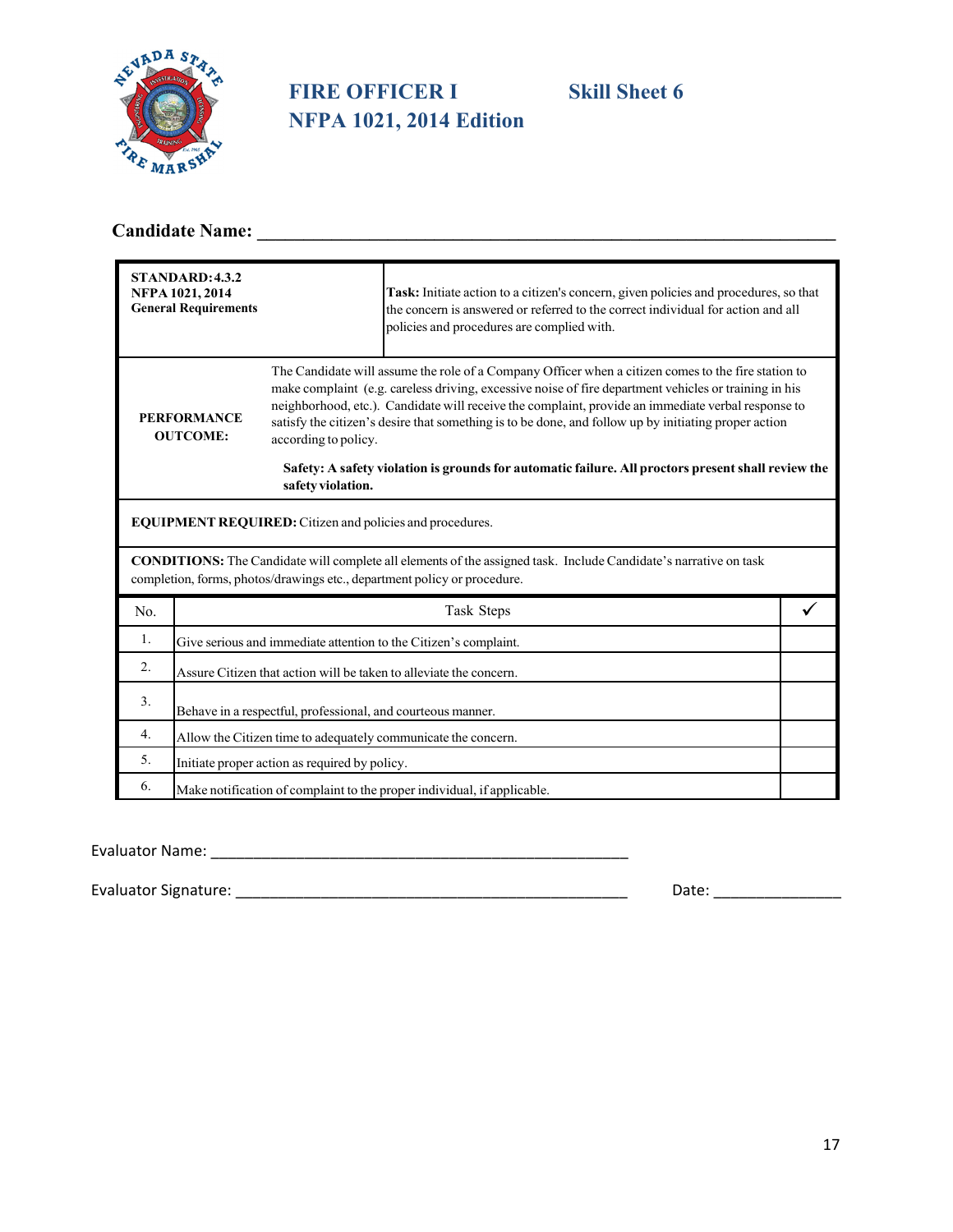# FIRE OFFICER I — Skill Sheet 6
## NFPA 1021, 2014 Edition

**Candidate Name:** ___________________________________________________________

| **STANDARD: 4.3.2**<br>**NFPA 1021, 2014**<br>**General Requirements** | **Task:** Initiate action to a citizen's concern, given policies and procedures, so that the concern is answered or referred to the correct individual for action and all policies and procedures are complied with. |
|---|---|
| **PERFORMANCE OUTCOME:** | The Candidate will assume the role of a Company Officer when a citizen comes to the fire station to make complaint (e.g. careless driving, excessive noise of fire department vehicles or training in his neighborhood, etc.). Candidate will receive the complaint, provide an immediate verbal response to satisfy the citizen's desire that something is to be done, and follow up by initiating proper action according to policy.<br><br>**Safety: A safety violation is grounds for automatic failure. All proctors present shall review the safety violation.** |

**EQUIPMENT REQUIRED:** Citizen and policies and procedures.

**CONDITIONS:** The Candidate will complete all elements of the assigned task. Include Candidate's narrative on task completion, forms, photos/drawings etc., department policy or procedure.

| No. | Task Steps | ✓ |
|---|---|---|
| 1. | Give serious and immediate attention to the Citizen's complaint. | |
| 2. | Assure Citizen that action will be taken to alleviate the concern. | |
| 3. | Behave in a respectful, professional, and courteous manner. | |
| 4. | Allow the Citizen time to adequately communicate the concern. | |
| 5. | Initiate proper action as required by policy. | |
| 6. | Make notification of complaint to the proper individual, if applicable. | |

Evaluator Name: ______________________________________________

Evaluator Signature: ___________________________________________ Date: _______________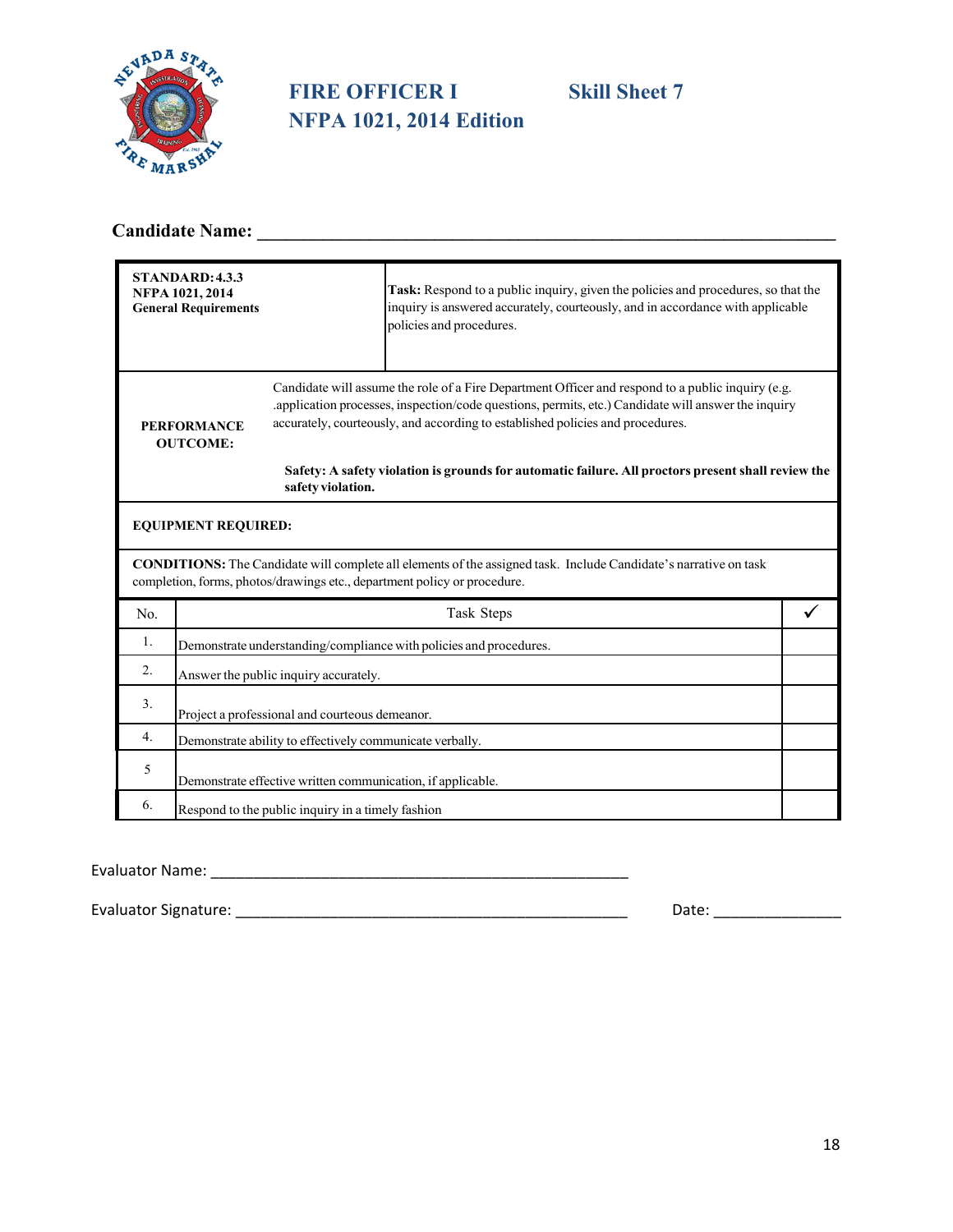# FIRE OFFICER I — Skill Sheet 7
## NFPA 1021, 2014 Edition

**Candidate Name:** ______________________________________________

| **STANDARD: 4.3.3**<br>**NFPA 1021, 2014**<br>**General Requirements** | **Task:** Respond to a public inquiry, given the policies and procedures, so that the inquiry is answered accurately, courteously, and in accordance with applicable policies and procedures. |
|---|---|
| **PERFORMANCE OUTCOME:** | Candidate will assume the role of a Fire Department Officer and respond to a public inquiry (e.g. .application processes, inspection/code questions, permits, etc.) Candidate will answer the inquiry accurately, courteously, and according to established policies and procedures.<br><br>**Safety: A safety violation is grounds for automatic failure. All proctors present shall review the safety violation.** |
| **EQUIPMENT REQUIRED:** | |
| **CONDITIONS:** The Candidate will complete all elements of the assigned task. Include Candidate's narrative on task completion, forms, photos/drawings etc., department policy or procedure. | |

| No. | Task Steps | ✓ |
|---|---|---|
| 1. | Demonstrate understanding/compliance with policies and procedures. | |
| 2. | Answer the public inquiry accurately. | |
| 3. | Project a professional and courteous demeanor. | |
| 4. | Demonstrate ability to effectively communicate verbally. | |
| 5 | Demonstrate effective written communication, if applicable. | |
| 6. | Respond to the public inquiry in a timely fashion | |

Evaluator Name: ______________________________________________

Evaluator Signature: __________________________________________ Date: ______________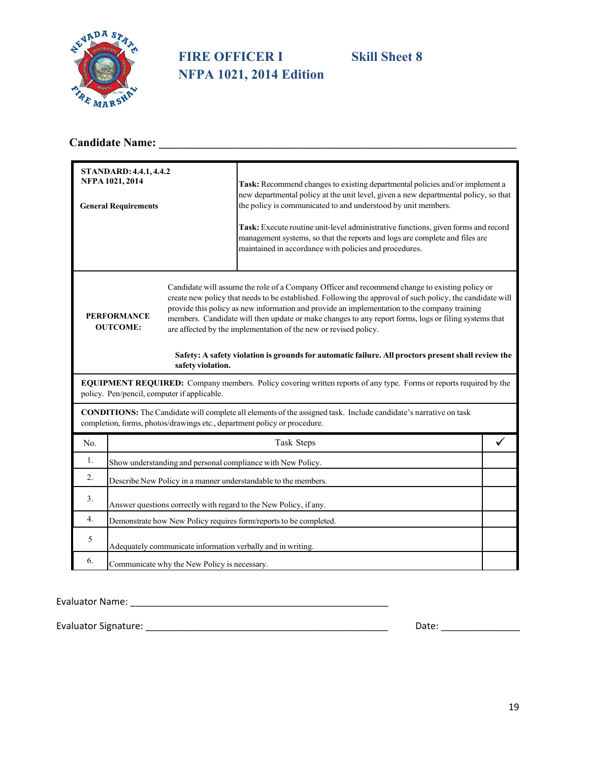# FIRE OFFICER I — Skill Sheet 8
## NFPA 1021, 2014 Edition

**Candidate Name:** ______________________________________________________________

| **STANDARD: 4.4.1, 4.4.2**<br>**NFPA 1021, 2014**<br><br>**General Requirements** | **Task:** Recommend changes to existing departmental policies and/or implement a new departmental policy at the unit level, given a new departmental policy, so that the policy is communicated to and understood by unit members.<br><br>**Task:** Execute routine unit-level administrative functions, given forms and record management systems, so that the reports and logs are complete and files are maintained in accordance with policies and procedures. |
|---|---|
| **PERFORMANCE OUTCOME:** | Candidate will assume the role of a Company Officer and recommend change to existing policy or create new policy that needs to be established. Following the approval of such policy, the candidate will provide this policy as new information and provide an implementation to the company training members. Candidate will then update or make changes to any report forms, logs or filing systems that are affected by the implementation of the new or revised policy.<br><br>**Safety: A safety violation is grounds for automatic failure. All proctors present shall review the safety violation.** |

**EQUIPMENT REQUIRED:** Company members. Policy covering written reports of any type. Forms or reports required by the policy. Pen/pencil, computer if applicable.

**CONDITIONS:** The Candidate will complete all elements of the assigned task. Include candidate's narrative on task completion, forms, photos/drawings etc., department policy or procedure.

| No. | Task Steps | ✓ |
|---|---|---|
| 1. | Show understanding and personal compliance with New Policy. | |
| 2. | Describe New Policy in a manner understandable to the members. | |
| 3. | Answer questions correctly with regard to the New Policy, if any. | |
| 4. | Demonstrate how New Policy requires form/reports to be completed. | |
| 5 | Adequately communicate information verbally and in writing. | |
| 6. | Communicate why the New Policy is necessary. | |

Evaluator Name: ____________________________________________________

Evaluator Signature: ________________________________________________ Date: _______________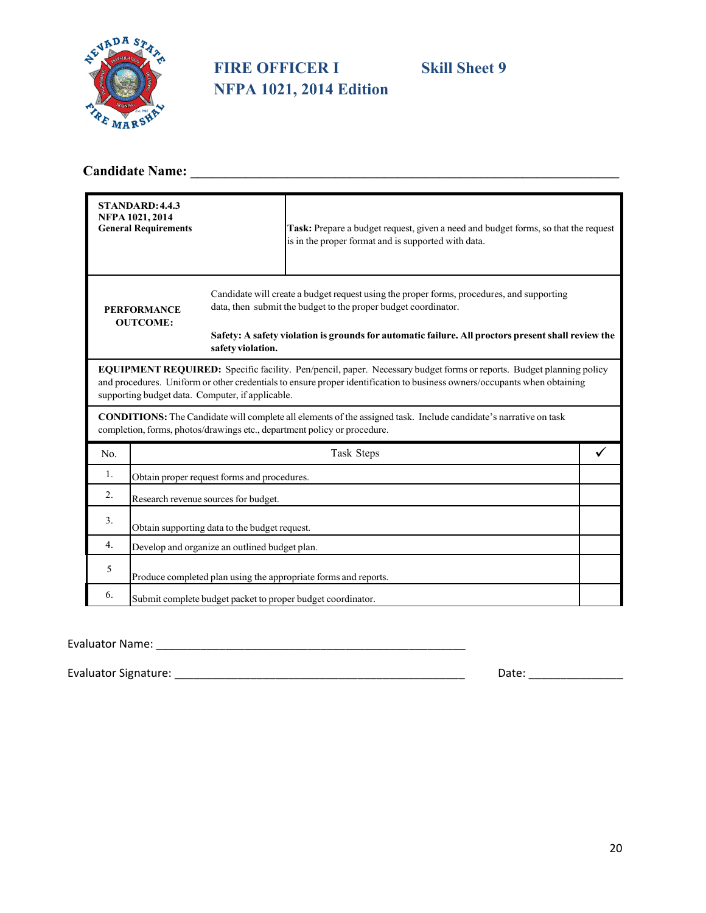# FIRE OFFICER I — Skill Sheet 9
## NFPA 1021, 2014 Edition

**Candidate Name:** ______________________________________________________________

| **STANDARD: 4.4.3 NFPA 1021, 2014 General Requirements** | **Task:** Prepare a budget request, given a need and budget forms, so that the request is in the proper format and is supported with data. |
|---|---|
| **PERFORMANCE OUTCOME:** | Candidate will create a budget request using the proper forms, procedures, and supporting data, then submit the budget to the proper budget coordinator. **Safety: A safety violation is grounds for automatic failure. All proctors present shall review the safety violation.** |

**EQUIPMENT REQUIRED:** Specific facility. Pen/pencil, paper. Necessary budget forms or reports. Budget planning policy and procedures. Uniform or other credentials to ensure proper identification to business owners/occupants when obtaining supporting budget data. Computer, if applicable.

**CONDITIONS:** The Candidate will complete all elements of the assigned task. Include candidate's narrative on task completion, forms, photos/drawings etc., department policy or procedure.

| No. | Task Steps | ✓ |
|---|---|---|
| 1. | Obtain proper request forms and procedures. | |
| 2. | Research revenue sources for budget. | |
| 3. | Obtain supporting data to the budget request. | |
| 4. | Develop and organize an outlined budget plan. | |
| 5 | Produce completed plan using the appropriate forms and reports. | |
| 6. | Submit complete budget packet to proper budget coordinator. | |

Evaluator Name: ____________________________________________________

Evaluator Signature: ________________________________________________ Date: _______________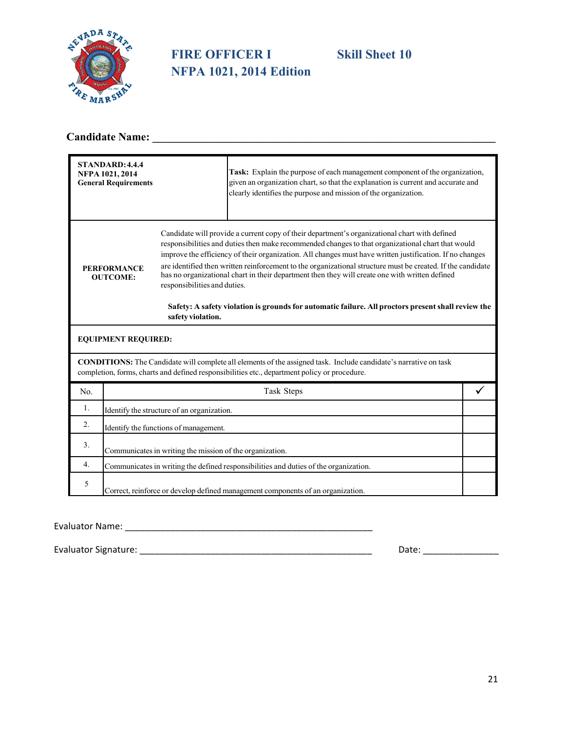# FIRE OFFICER I — Skill Sheet 10

## NFPA 1021, 2014 Edition

**Candidate Name:** ______________________________________________

| **STANDARD: 4.4.4**<br>**NFPA 1021, 2014**<br>**General Requirements** | **Task:** Explain the purpose of each management component of the organization, given an organization chart, so that the explanation is current and accurate and clearly identifies the purpose and mission of the organization. |
|---|---|
| **PERFORMANCE OUTCOME:** | Candidate will provide a current copy of their department's organizational chart with defined responsibilities and duties then make recommended changes to that organizational chart that would improve the efficiency of their organization. All changes must have written justification. If no changes are identified then written reinforcement to the organizational structure must be created. If the candidate has no organizational chart in their department then they will create one with written defined responsibilities and duties.<br><br>**Safety: A safety violation is grounds for automatic failure. All proctors present shall review the safety violation.** |
| **EQUIPMENT REQUIRED:** | |
| **CONDITIONS:** The Candidate will complete all elements of the assigned task. Include candidate's narrative on task completion, forms, charts and defined responsibilities etc., department policy or procedure. | |

| No. | Task Steps | ✓ |
|---|---|---|
| 1. | Identify the structure of an organization. | |
| 2. | Identify the functions of management. | |
| 3. | Communicates in writing the mission of the organization. | |
| 4. | Communicates in writing the defined responsibilities and duties of the organization. | |
| 5 | Correct, reinforce or develop defined management components of an organization. | |

Evaluator Name: ______________________________________________

Evaluator Signature: ______________________________________________ Date: _______________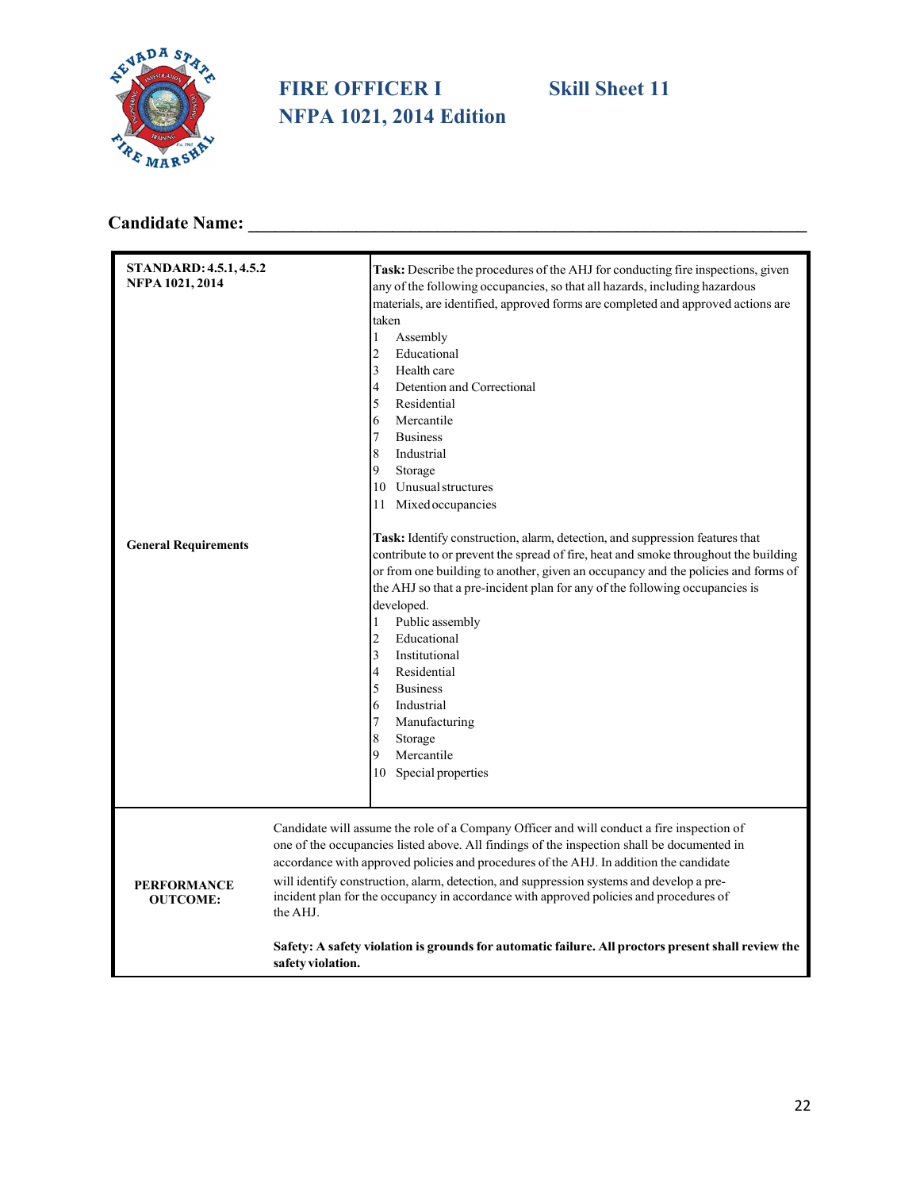# FIRE OFFICER I — Skill Sheet 11
## NFPA 1021, 2014 Edition

**Candidate Name:** ______________________________________________

| | |
|---|---|
| **STANDARD: 4.5.1, 4.5.2**<br>**NFPA 1021, 2014**<br><br>**General Requirements** | **Task:** Describe the procedures of the AHJ for conducting fire inspections, given any of the following occupancies, so that all hazards, including hazardous materials, are identified, approved forms are completed and approved actions are taken<br>1 Assembly<br>2 Educational<br>3 Health care<br>4 Detention and Correctional<br>5 Residential<br>6 Mercantile<br>7 Business<br>8 Industrial<br>9 Storage<br>10 Unusual structures<br>11 Mixed occupancies<br><br>**Task:** Identify construction, alarm, detection, and suppression features that contribute to or prevent the spread of fire, heat and smoke throughout the building or from one building to another, given an occupancy and the policies and forms of the AHJ so that a pre-incident plan for any of the following occupancies is developed.<br>1 Public assembly<br>2 Educational<br>3 Institutional<br>4 Residential<br>5 Business<br>6 Industrial<br>7 Manufacturing<br>8 Storage<br>9 Mercantile<br>10 Special properties |
| **PERFORMANCE OUTCOME:** | Candidate will assume the role of a Company Officer and will conduct a fire inspection of one of the occupancies listed above. All findings of the inspection shall be documented in accordance with approved policies and procedures of the AHJ. In addition the candidate will identify construction, alarm, detection, and suppression systems and develop a pre-incident plan for the occupancy in accordance with approved policies and procedures of the AHJ.<br><br>**Safety: A safety violation is grounds for automatic failure. All proctors present shall review the safety violation.** |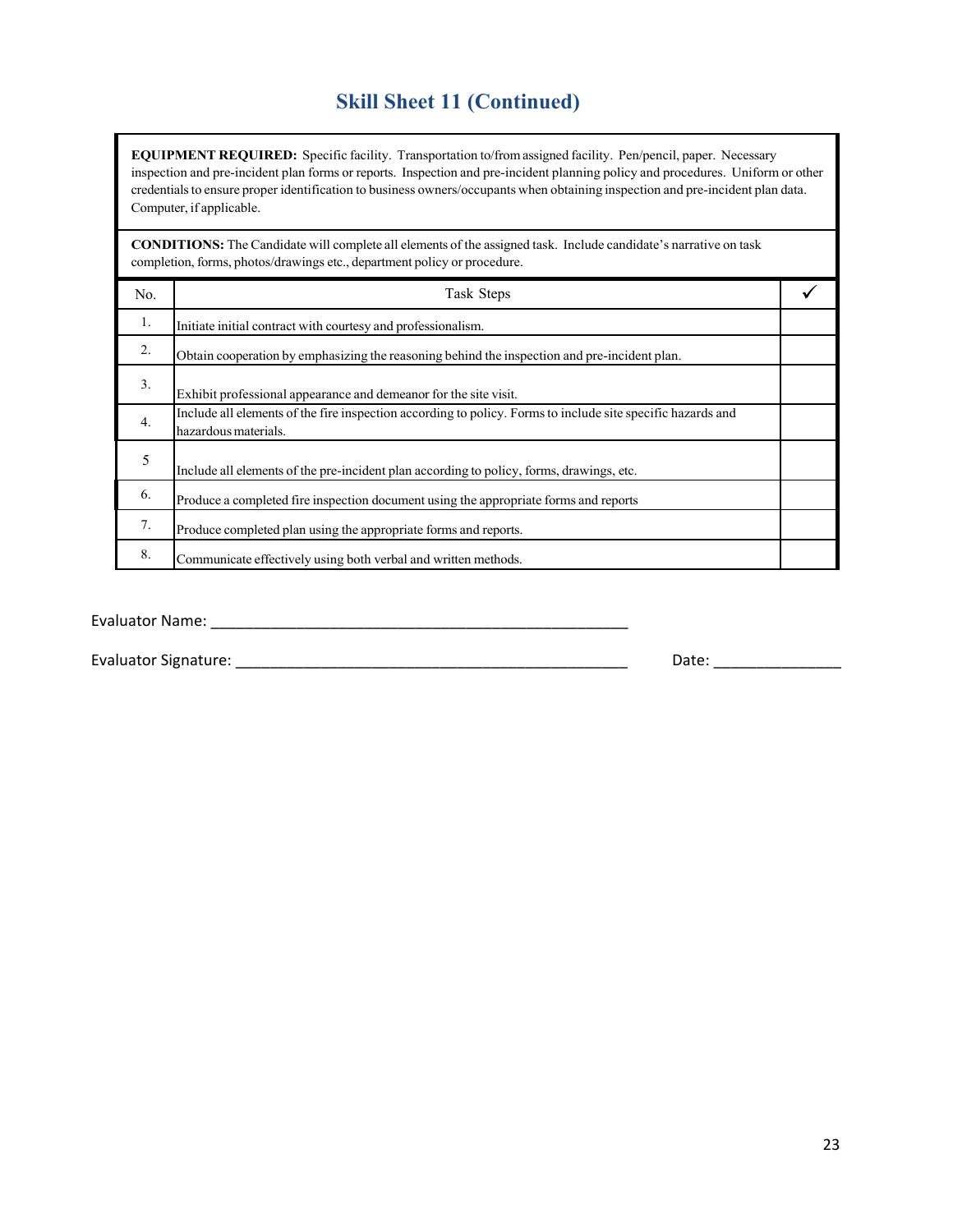# Skill Sheet 11 (Continued)

**EQUIPMENT REQUIRED:** Specific facility. Transportation to/from assigned facility. Pen/pencil, paper. Necessary inspection and pre-incident plan forms or reports. Inspection and pre-incident planning policy and procedures. Uniform or other credentials to ensure proper identification to business owners/occupants when obtaining inspection and pre-incident plan data. Computer, if applicable.

**CONDITIONS:** The Candidate will complete all elements of the assigned task. Include candidate's narrative on task completion, forms, photos/drawings etc., department policy or procedure.

| No. | Task Steps | ✓ |
|---|---|---|
| 1. | Initiate initial contract with courtesy and professionalism. | |
| 2. | Obtain cooperation by emphasizing the reasoning behind the inspection and pre-incident plan. | |
| 3. | Exhibit professional appearance and demeanor for the site visit. | |
| 4. | Include all elements of the fire inspection according to policy. Forms to include site specific hazards and hazardous materials. | |
| 5 | Include all elements of the pre-incident plan according to policy, forms, drawings, etc. | |
| 6. | Produce a completed fire inspection document using the appropriate forms and reports | |
| 7. | Produce completed plan using the appropriate forms and reports. | |
| 8. | Communicate effectively using both verbal and written methods. | |

Evaluator Name: ___________________________________________________

Evaluator Signature: ________________________________________________ Date: _______________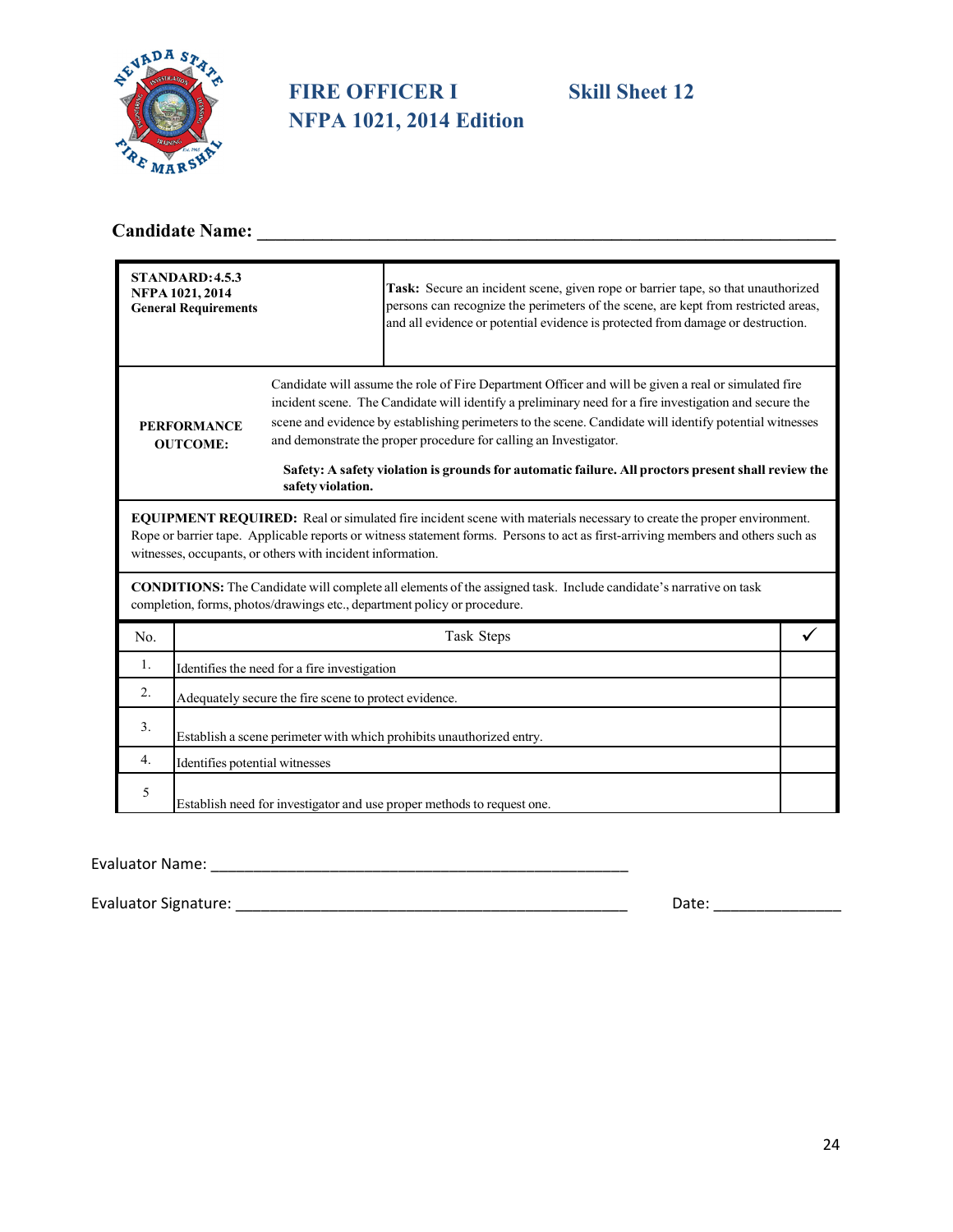# FIRE OFFICER I — Skill Sheet 12
## NFPA 1021, 2014 Edition

**Candidate Name:** ___________________________________________________________

| | |
|---|---|
| **STANDARD: 4.5.3**<br>**NFPA 1021, 2014**<br>**General Requirements** | **Task:** Secure an incident scene, given rope or barrier tape, so that unauthorized persons can recognize the perimeters of the scene, are kept from restricted areas, and all evidence or potential evidence is protected from damage or destruction. |
| **PERFORMANCE OUTCOME:** | Candidate will assume the role of Fire Department Officer and will be given a real or simulated fire incident scene. The Candidate will identify a preliminary need for a fire investigation and secure the scene and evidence by establishing perimeters to the scene. Candidate will identify potential witnesses and demonstrate the proper procedure for calling an Investigator.<br><br>**Safety: A safety violation is grounds for automatic failure. All proctors present shall review the safety violation.** |

**EQUIPMENT REQUIRED:** Real or simulated fire incident scene with materials necessary to create the proper environment. Rope or barrier tape. Applicable reports or witness statement forms. Persons to act as first-arriving members and others such as witnesses, occupants, or others with incident information.

**CONDITIONS:** The Candidate will complete all elements of the assigned task. Include candidate's narrative on task completion, forms, photos/drawings etc., department policy or procedure.

| No. | Task Steps | ✓ |
|---|---|---|
| 1. | Identifies the need for a fire investigation | |
| 2. | Adequately secure the fire scene to protect evidence. | |
| 3. | Establish a scene perimeter with which prohibits unauthorized entry. | |
| 4. | Identifies potential witnesses | |
| 5 | Establish need for investigator and use proper methods to request one. | |

Evaluator Name: _____________________________________________________

Evaluator Signature: __________________________________________________ Date: ________________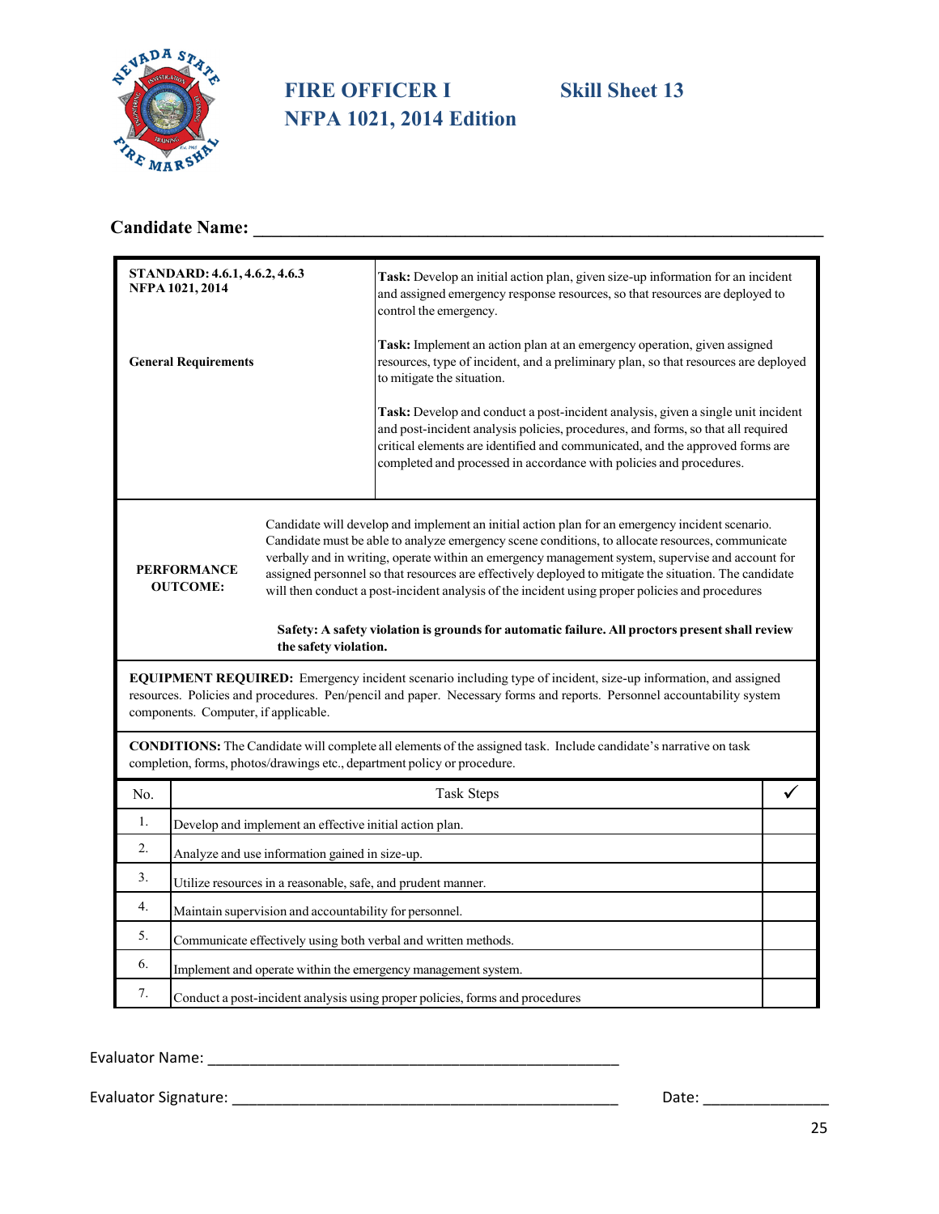# FIRE OFFICER I — Skill Sheet 13

## NFPA 1021, 2014 Edition

**Candidate Name:** ________________________________________________

| **STANDARD: 4.6.1, 4.6.2, 4.6.3 NFPA 1021, 2014**<br><br>**General Requirements** | **Task:** Develop an initial action plan, given size-up information for an incident and assigned emergency response resources, so that resources are deployed to control the emergency.<br><br>**Task:** Implement an action plan at an emergency operation, given assigned resources, type of incident, and a preliminary plan, so that resources are deployed to mitigate the situation.<br><br>**Task:** Develop and conduct a post-incident analysis, given a single unit incident and post-incident analysis policies, procedures, and forms, so that all required critical elements are identified and communicated, and the approved forms are completed and processed in accordance with policies and procedures. |
|---|---|

**PERFORMANCE OUTCOME:** Candidate will develop and implement an initial action plan for an emergency incident scenario. Candidate must be able to analyze emergency scene conditions, to allocate resources, communicate verbally and in writing, operate within an emergency management system, supervise and account for assigned personnel so that resources are effectively deployed to mitigate the situation. The candidate will then conduct a post-incident analysis of the incident using proper policies and procedures

**Safety: A safety violation is grounds for automatic failure. All proctors present shall review the safety violation.**

**EQUIPMENT REQUIRED:** Emergency incident scenario including type of incident, size-up information, and assigned resources. Policies and procedures. Pen/pencil and paper. Necessary forms and reports. Personnel accountability system components. Computer, if applicable.

**CONDITIONS:** The Candidate will complete all elements of the assigned task. Include candidate's narrative on task completion, forms, photos/drawings etc., department policy or procedure.

| No. | Task Steps | ✓ |
|---|---|---|
| 1. | Develop and implement an effective initial action plan. | |
| 2. | Analyze and use information gained in size-up. | |
| 3. | Utilize resources in a reasonable, safe, and prudent manner. | |
| 4. | Maintain supervision and accountability for personnel. | |
| 5. | Communicate effectively using both verbal and written methods. | |
| 6. | Implement and operate within the emergency management system. | |
| 7. | Conduct a post-incident analysis using proper policies, forms and procedures | |

Evaluator Name: ________________________________________________

Evaluator Signature: ____________________________________________ Date: _______________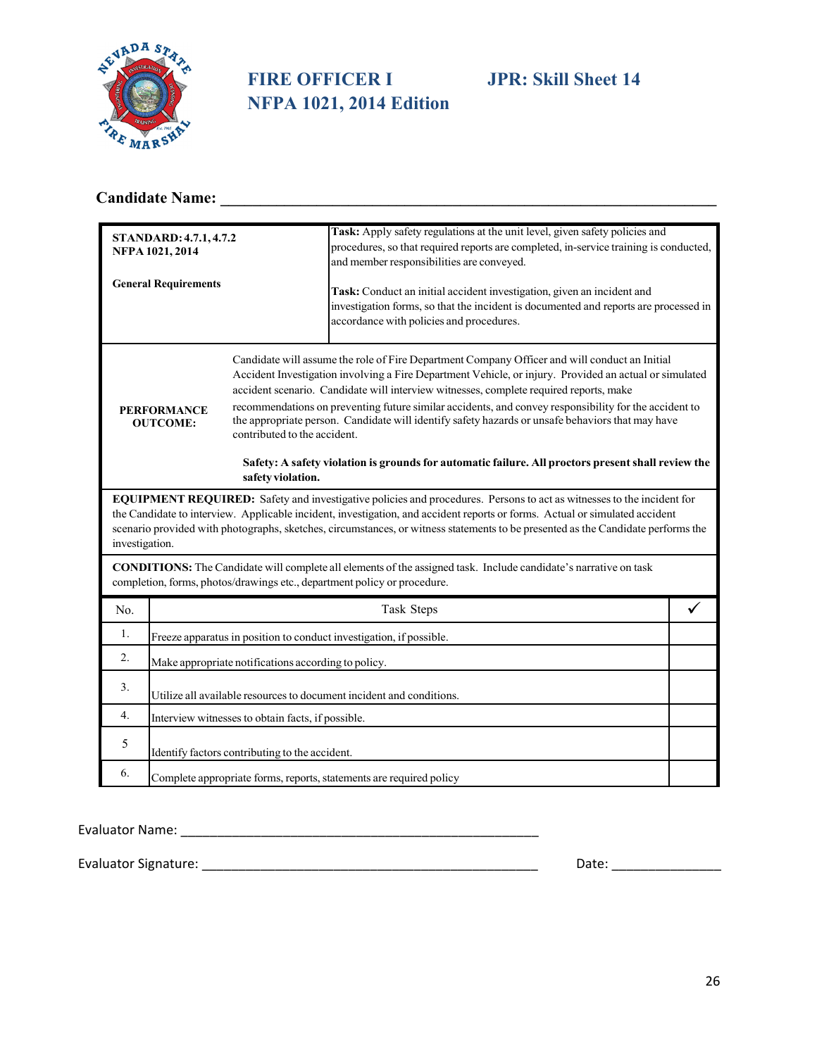# FIRE OFFICER I NFPA 1021, 2014 Edition

## JPR: Skill Sheet 14

**Candidate Name:** ____________________________________________

| | |
|---|---|
| **STANDARD: 4.7.1, 4.7.2**<br>**NFPA 1021, 2014**<br><br>**General Requirements** | **Task:** Apply safety regulations at the unit level, given safety policies and procedures, so that required reports are completed, in-service training is conducted, and member responsibilities are conveyed.<br><br>**Task:** Conduct an initial accident investigation, given an incident and investigation forms, so that the incident is documented and reports are processed in accordance with policies and procedures. |
| **PERFORMANCE OUTCOME:** | Candidate will assume the role of Fire Department Company Officer and will conduct an Initial Accident Investigation involving a Fire Department Vehicle, or injury. Provided an actual or simulated accident scenario. Candidate will interview witnesses, complete required reports, make recommendations on preventing future similar accidents, and convey responsibility for the accident to the appropriate person. Candidate will identify safety hazards or unsafe behaviors that may have contributed to the accident.<br><br>**Safety: A safety violation is grounds for automatic failure. All proctors present shall review the safety violation.** |

**EQUIPMENT REQUIRED:** Safety and investigative policies and procedures. Persons to act as witnesses to the incident for the Candidate to interview. Applicable incident, investigation, and accident reports or forms. Actual or simulated accident scenario provided with photographs, sketches, circumstances, or witness statements to be presented as the Candidate performs the investigation.

**CONDITIONS:** The Candidate will complete all elements of the assigned task. Include candidate's narrative on task completion, forms, photos/drawings etc., department policy or procedure.

| No. | Task Steps | ✓ |
|---|---|---|
| 1. | Freeze apparatus in position to conduct investigation, if possible. | |
| 2. | Make appropriate notifications according to policy. | |
| 3. | Utilize all available resources to document incident and conditions. | |
| 4. | Interview witnesses to obtain facts, if possible. | |
| 5 | Identify factors contributing to the accident. | |
| 6. | Complete appropriate forms, reports, statements are required policy | |

Evaluator Name: ____________________________________________

Evaluator Signature: ________________________________________ Date: _______________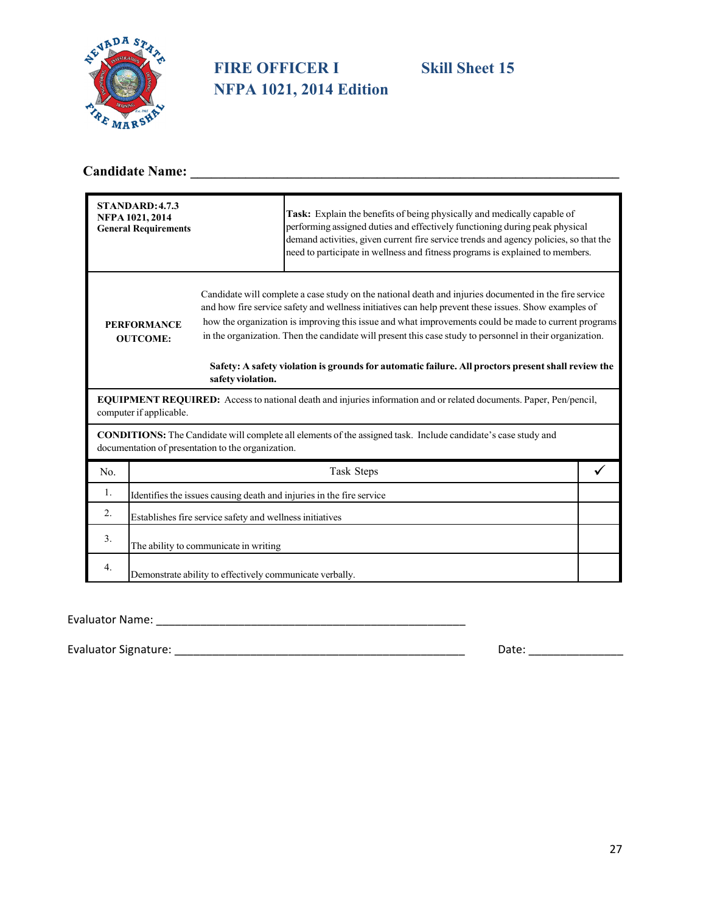# FIRE OFFICER I — Skill Sheet 15
## NFPA 1021, 2014 Edition

**Candidate Name:** ______________________________________________

| | |
|---|---|
| **STANDARD: 4.7.3**<br>**NFPA 1021, 2014**<br>**General Requirements** | **Task:** Explain the benefits of being physically and medically capable of performing assigned duties and effectively functioning during peak physical demand activities, given current fire service trends and agency policies, so that the need to participate in wellness and fitness programs is explained to members. |
| **PERFORMANCE OUTCOME:** | Candidate will complete a case study on the national death and injuries documented in the fire service and how fire service safety and wellness initiatives can help prevent these issues. Show examples of how the organization is improving this issue and what improvements could be made to current programs in the organization. Then the candidate will present this case study to personnel in their organization.<br><br>**Safety: A safety violation is grounds for automatic failure. All proctors present shall review the safety violation.** |

**EQUIPMENT REQUIRED:** Access to national death and injuries information and or related documents. Paper, Pen/pencil, computer if applicable.

**CONDITIONS:** The Candidate will complete all elements of the assigned task. Include candidate's case study and documentation of presentation to the organization.

| No. | Task Steps | ✓ |
|---|---|---|
| 1. | Identifies the issues causing death and injuries in the fire service | |
| 2. | Establishes fire service safety and wellness initiatives | |
| 3. | The ability to communicate in writing | |
| 4. | Demonstrate ability to effectively communicate verbally. | |

Evaluator Name: ______________________________________________

Evaluator Signature: ___________________________________________ Date: _______________